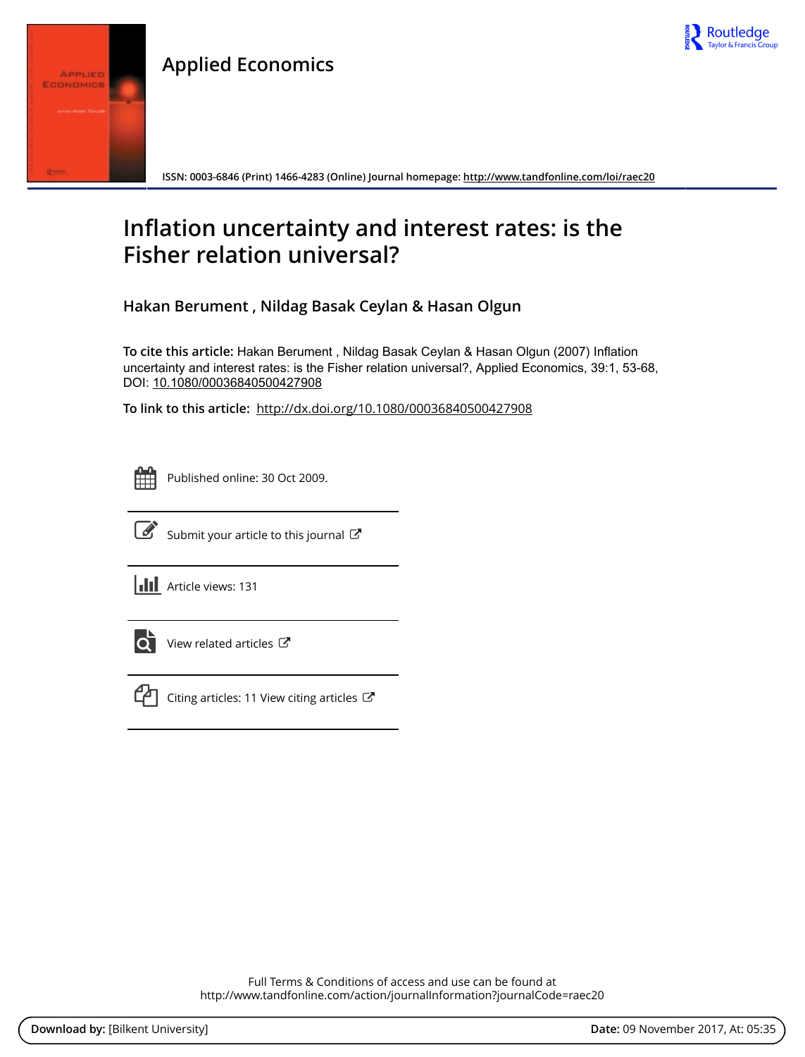# Applied Economics

ISSN: 0003-6846 (Print) 1466-4283 (Online) Journal homepage: http://www.tandfonline.com/loi/raec20

# Inflation uncertainty and interest rates: is the Fisher relation universal?

**Hakan Berument , Nildag Basak Ceylan & Hasan Olgun**

**To cite this article:** Hakan Berument , Nildag Basak Ceylan & Hasan Olgun (2007) Inflation uncertainty and interest rates: is the Fisher relation universal?, Applied Economics, 39:1, 53-68, DOI: 10.1080/00036840500427908

**To link to this article:** http://dx.doi.org/10.1080/00036840500427908

Published online: 30 Oct 2009.

Submit your article to this journal

Article views: 131

View related articles

Citing articles: 11 View citing articles

Full Terms & Conditions of access and use can be found at
http://www.tandfonline.com/action/journalInformation?journalCode=raec20

**Download by:** [Bilkent University] **Date:** 09 November 2017, At: 05:35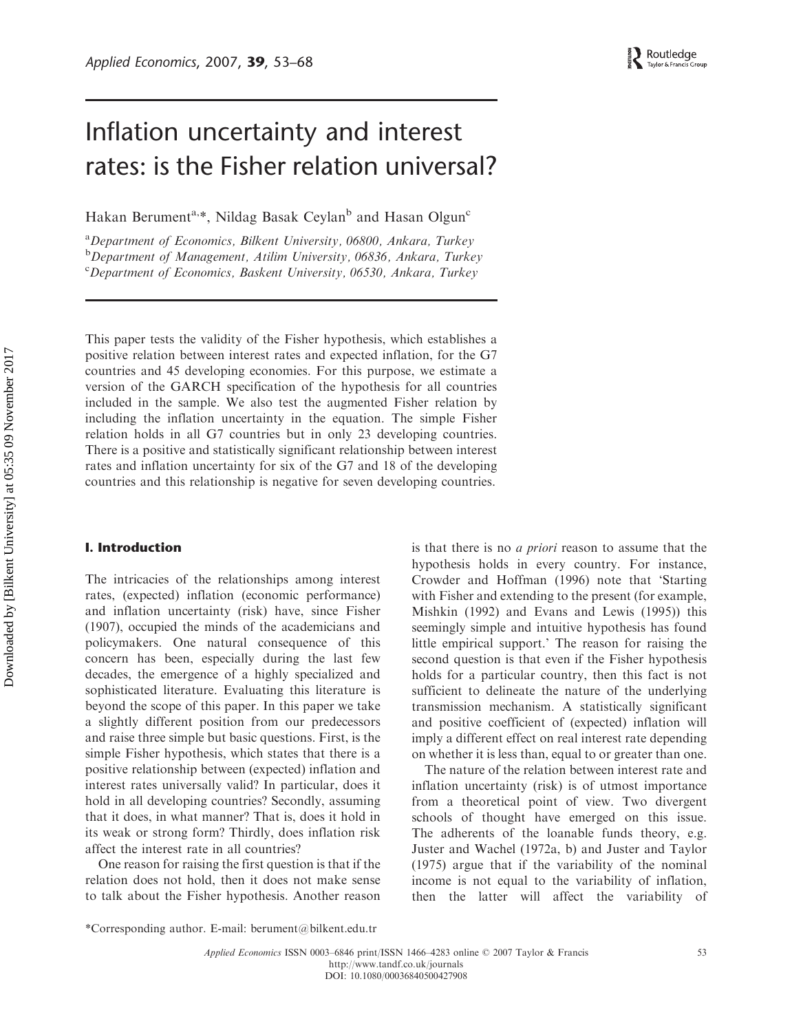# Inflation uncertainty and interest rates: is the Fisher relation universal?

Hakan Berument[a,*], Nildag Basak Ceylan[b] and Hasan Olgun[c]

[a]*Department of Economics, Bilkent University, 06800, Ankara, Turkey*
[b]*Department of Management, Atilim University, 06836, Ankara, Turkey*
[c]*Department of Economics, Baskent University, 06530, Ankara, Turkey*

This paper tests the validity of the Fisher hypothesis, which establishes a positive relation between interest rates and expected inflation, for the G7 countries and 45 developing economies. For this purpose, we estimate a version of the GARCH specification of the hypothesis for all countries included in the sample. We also test the augmented Fisher relation by including the inflation uncertainty in the equation. The simple Fisher relation holds in all G7 countries but in only 23 developing countries. There is a positive and statistically significant relationship between interest rates and inflation uncertainty for six of the G7 and 18 of the developing countries and this relationship is negative for seven developing countries.

## I. Introduction

The intricacies of the relationships among interest rates, (expected) inflation (economic performance) and inflation uncertainty (risk) have, since Fisher (1907), occupied the minds of the academicians and policymakers. One natural consequence of this concern has been, especially during the last few decades, the emergence of a highly specialized and sophisticated literature. Evaluating this literature is beyond the scope of this paper. In this paper we take a slightly different position from our predecessors and raise three simple but basic questions. First, is the simple Fisher hypothesis, which states that there is a positive relationship between (expected) inflation and interest rates universally valid? In particular, does it hold in all developing countries? Secondly, assuming that it does, in what manner? That is, does it hold in its weak or strong form? Thirdly, does inflation risk affect the interest rate in all countries?

One reason for raising the first question is that if the relation does not hold, then it does not make sense to talk about the Fisher hypothesis. Another reason is that there is no *a priori* reason to assume that the hypothesis holds in every country. For instance, Crowder and Hoffman (1996) note that 'Starting with Fisher and extending to the present (for example, Mishkin (1992) and Evans and Lewis (1995)) this seemingly simple and intuitive hypothesis has found little empirical support.' The reason for raising the second question is that even if the Fisher hypothesis holds for a particular country, then this fact is not sufficient to delineate the nature of the underlying transmission mechanism. A statistically significant and positive coefficient of (expected) inflation will imply a different effect on real interest rate depending on whether it is less than, equal to or greater than one.

The nature of the relation between interest rate and inflation uncertainty (risk) is of utmost importance from a theoretical point of view. Two divergent schools of thought have emerged on this issue. The adherents of the loanable funds theory, e.g. Juster and Wachel (1972a, b) and Juster and Taylor (1975) argue that if the variability of the nominal income is not equal to the variability of inflation, then the latter will affect the variability of

*Corresponding author. E-mail: berument@bilkent.edu.tr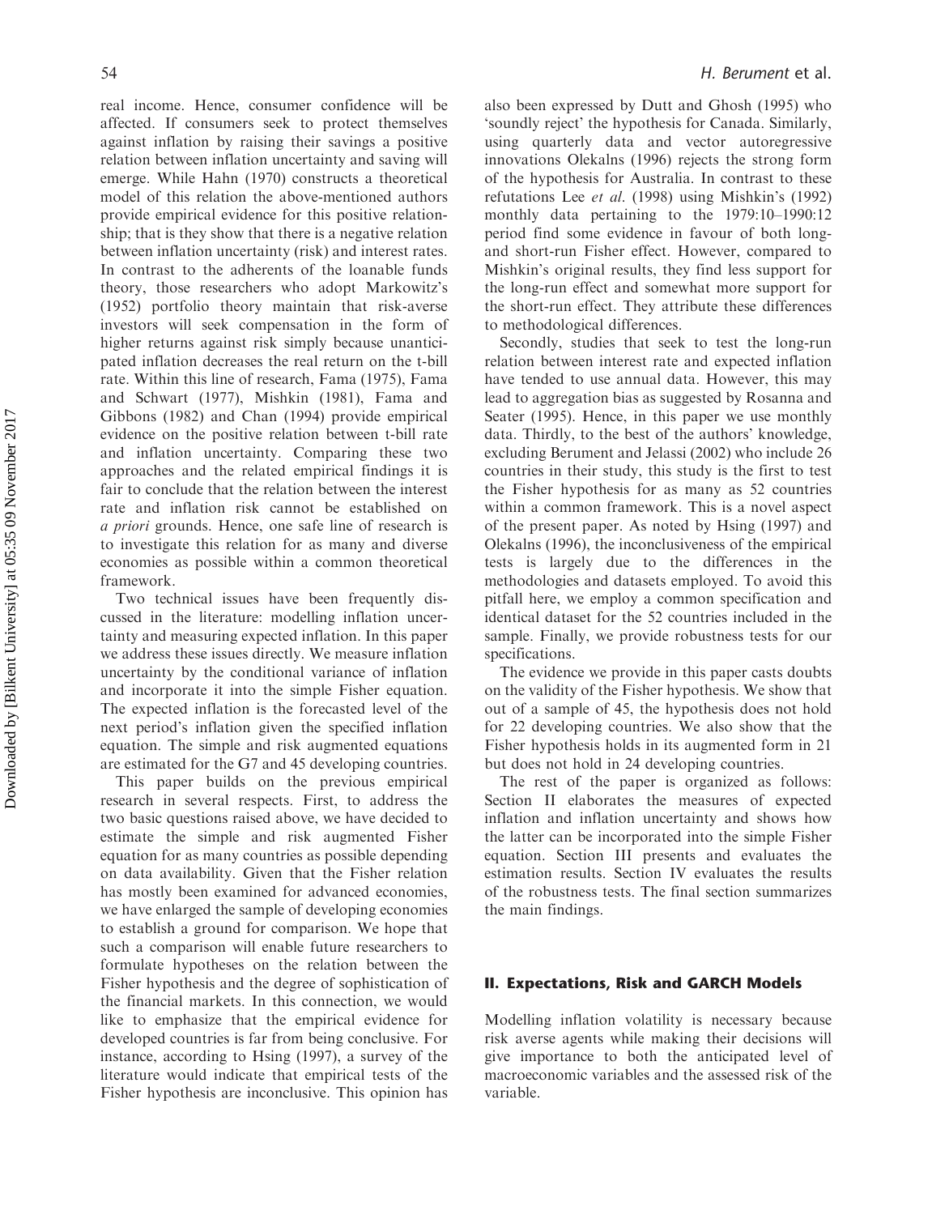real income. Hence, consumer confidence will be affected. If consumers seek to protect themselves against inflation by raising their savings a positive relation between inflation uncertainty and saving will emerge. While Hahn (1970) constructs a theoretical model of this relation the above-mentioned authors provide empirical evidence for this positive relationship; that is they show that there is a negative relation between inflation uncertainty (risk) and interest rates. In contrast to the adherents of the loanable funds theory, those researchers who adopt Markowitz's (1952) portfolio theory maintain that risk-averse investors will seek compensation in the form of higher returns against risk simply because unanticipated inflation decreases the real return on the t-bill rate. Within this line of research, Fama (1975), Fama and Schwart (1977), Mishkin (1981), Fama and Gibbons (1982) and Chan (1994) provide empirical evidence on the positive relation between t-bill rate and inflation uncertainty. Comparing these two approaches and the related empirical findings it is fair to conclude that the relation between the interest rate and inflation risk cannot be established on *a priori* grounds. Hence, one safe line of research is to investigate this relation for as many and diverse economies as possible within a common theoretical framework.

Two technical issues have been frequently discussed in the literature: modelling inflation uncertainty and measuring expected inflation. In this paper we address these issues directly. We measure inflation uncertainty by the conditional variance of inflation and incorporate it into the simple Fisher equation. The expected inflation is the forecasted level of the next period's inflation given the specified inflation equation. The simple and risk augmented equations are estimated for the G7 and 45 developing countries.

This paper builds on the previous empirical research in several respects. First, to address the two basic questions raised above, we have decided to estimate the simple and risk augmented Fisher equation for as many countries as possible depending on data availability. Given that the Fisher relation has mostly been examined for advanced economies, we have enlarged the sample of developing economies to establish a ground for comparison. We hope that such a comparison will enable future researchers to formulate hypotheses on the relation between the Fisher hypothesis and the degree of sophistication of the financial markets. In this connection, we would like to emphasize that the empirical evidence for developed countries is far from being conclusive. For instance, according to Hsing (1997), a survey of the literature would indicate that empirical tests of the Fisher hypothesis are inconclusive. This opinion has also been expressed by Dutt and Ghosh (1995) who 'soundly reject' the hypothesis for Canada. Similarly, using quarterly data and vector autoregressive innovations Olekalns (1996) rejects the strong form of the hypothesis for Australia. In contrast to these refutations Lee *et al.* (1998) using Mishkin's (1992) monthly data pertaining to the 1979:10–1990:12 period find some evidence in favour of both long- and short-run Fisher effect. However, compared to Mishkin's original results, they find less support for the long-run effect and somewhat more support for the short-run effect. They attribute these differences to methodological differences.

Secondly, studies that seek to test the long-run relation between interest rate and expected inflation have tended to use annual data. However, this may lead to aggregation bias as suggested by Rosanna and Seater (1995). Hence, in this paper we use monthly data. Thirdly, to the best of the authors' knowledge, excluding Berument and Jelassi (2002) who include 26 countries in their study, this study is the first to test the Fisher hypothesis for as many as 52 countries within a common framework. This is a novel aspect of the present paper. As noted by Hsing (1997) and Olekalns (1996), the inconclusiveness of the empirical tests is largely due to the differences in the methodologies and datasets employed. To avoid this pitfall here, we employ a common specification and identical dataset for the 52 countries included in the sample. Finally, we provide robustness tests for our specifications.

The evidence we provide in this paper casts doubts on the validity of the Fisher hypothesis. We show that out of a sample of 45, the hypothesis does not hold for 22 developing countries. We also show that the Fisher hypothesis holds in its augmented form in 21 but does not hold in 24 developing countries.

The rest of the paper is organized as follows: Section II elaborates the measures of expected inflation and inflation uncertainty and shows how the latter can be incorporated into the simple Fisher equation. Section III presents and evaluates the estimation results. Section IV evaluates the results of the robustness tests. The final section summarizes the main findings.

## II. Expectations, Risk and GARCH Models

Modelling inflation volatility is necessary because risk averse agents while making their decisions will give importance to both the anticipated level of macroeconomic variables and the assessed risk of the variable.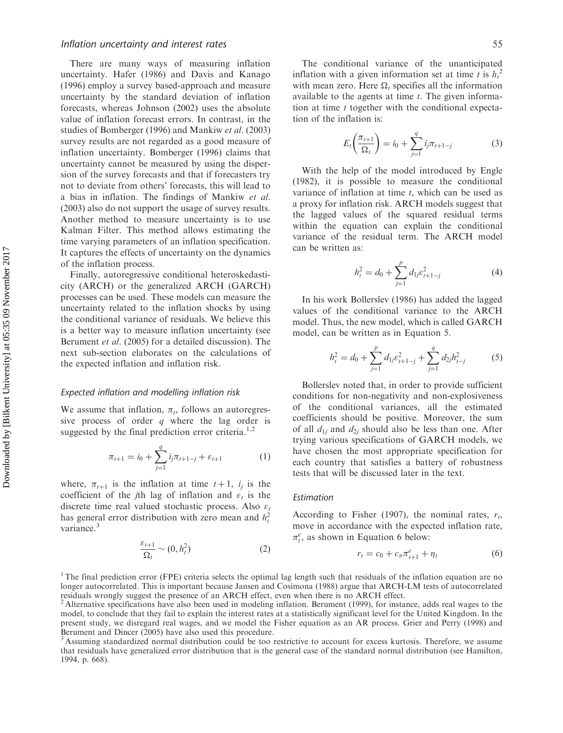There are many ways of measuring inflation uncertainty. Hafer (1986) and Davis and Kanago (1996) employ a survey based-approach and measure uncertainty by the standard deviation of inflation forecasts, whereas Johnson (2002) uses the absolute value of inflation forecast errors. In contrast, in the studies of Bomberger (1996) and Mankiw *et al*. (2003) survey results are not regarded as a good measure of inflation uncertainty. Bomberger (1996) claims that uncertainty cannot be measured by using the dispersion of the survey forecasts and that if forecasters try not to deviate from others' forecasts, this will lead to a bias in inflation. The findings of Mankiw *et al*. (2003) also do not support the usage of survey results. Another method to measure uncertainty is to use Kalman Filter. This method allows estimating the time varying parameters of an inflation specification. It captures the effects of uncertainty on the dynamics of the inflation process.

Finally, autoregressive conditional heteroskedasticity (ARCH) or the generalized ARCH (GARCH) processes can be used. These models can measure the uncertainty related to the inflation shocks by using the conditional variance of residuals. We believe this is a better way to measure inflation uncertainty (see Berument *et al*. (2005) for a detailed discussion). The next sub-section elaborates on the calculations of the expected inflation and inflation risk.

### *Expected inflation and modelling inflation risk*

We assume that inflation, $\pi_t$, follows an autoregressive process of order $q$ where the lag order is suggested by the final prediction error criteria.[1,2]

$$\pi_{t+1} = i_0 + \sum_{j=1}^{q} i_j \pi_{t+1-j} + \varepsilon_{t+1} \tag{1}$$

where, $\pi_{t+1}$ is the inflation at time $t+1$, $i_j$ is the coefficient of the $j$th lag of inflation and $\varepsilon_t$ is the discrete time real valued stochastic process. Also $\varepsilon_t$ has general error distribution with zero mean and $h_t^2$ variance.[3]

$$\frac{\varepsilon_{t+1}}{\Omega_t} \sim (0, h_t^2) \tag{2}$$

The conditional variance of the unanticipated inflation with a given information set at time $t$ is $h_t^2$ with mean zero. Here $\Omega_t$ specifies all the information available to the agents at time $t$. The given information at time $t$ together with the conditional expectation of the inflation is:

$$E_t\left(\frac{\pi_{t+1}}{\Omega_t}\right) = i_0 + \sum_{j=1}^{q} i_j \pi_{t+1-j} \tag{3}$$

With the help of the model introduced by Engle (1982), it is possible to measure the conditional variance of inflation at time $t$, which can be used as a proxy for inflation risk. ARCH models suggest that the lagged values of the squared residual terms within the equation can explain the conditional variance of the residual term. The ARCH model can be written as:

$$h_t^2 = d_0 + \sum_{j=1}^{p} d_{1j} \varepsilon_{t+1-j}^2 \tag{4}$$

In his work Bollerslev (1986) has added the lagged values of the conditional variance to the ARCH model. Thus, the new model, which is called GARCH model, can be written as in Equation 5.

$$h_t^2 = d_0 + \sum_{j=1}^{p} d_{1j} \varepsilon_{t+1-j}^2 + \sum_{j=1}^{q} d_{2j} h_{t-j}^2 \tag{5}$$

Bollerslev noted that, in order to provide sufficient conditions for non-negativity and non-explosiveness of the conditional variances, all the estimated coefficients should be positive. Moreover, the sum of all $d_{1j}$ and $d_{2j}$ should also be less than one. After trying various specifications of GARCH models, we have chosen the most appropriate specification for each country that satisfies a battery of robustness tests that will be discussed later in the text.

### *Estimation*

According to Fisher (1907), the nominal rates, $r_t$, move in accordance with the expected inflation rate, $\pi_t^e$, as shown in Equation 6 below:

$$r_t = c_0 + c_\pi \pi_{t+1}^e + \eta_t \tag{6}$$

[1] The final prediction error (FPE) criteria selects the optimal lag length such that residuals of the inflation equation are no longer autocorrelated. This is important because Jansen and Cosimona (1988) argue that ARCH-LM tests of autocorrelated residuals wrongly suggest the presence of an ARCH effect, even when there is no ARCH effect.

[2] Alternative specifications have also been used in modeling inflation. Berument (1999), for instance, adds real wages to the model, to conclude that they fail to explain the interest rates at a statistically significant level for the United Kingdom. In the present study, we disregard real wages, and we model the Fisher equation as an AR process. Grier and Perry (1998) and Berument and Dincer (2005) have also used this procedure.

[3] Assuming standardized normal distribution could be too restrictive to account for excess kurtosis. Therefore, we assume that residuals have generalized error distribution that is the general case of the standard normal distribution (see Hamilton, 1994, p. 668).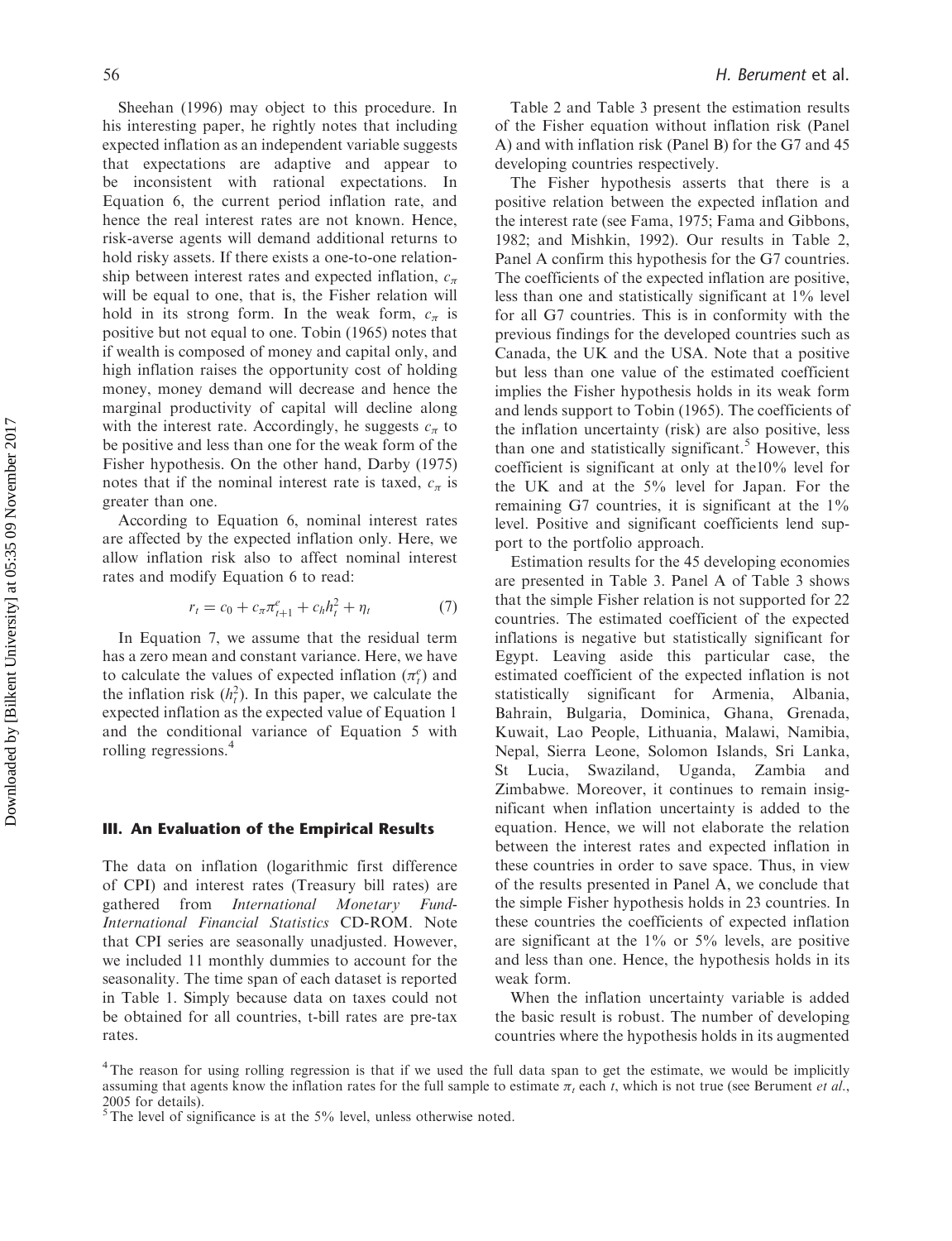Sheehan (1996) may object to this procedure. In his interesting paper, he rightly notes that including expected inflation as an independent variable suggests that expectations are adaptive and appear to be inconsistent with rational expectations. In Equation 6, the current period inflation rate, and hence the real interest rates are not known. Hence, risk-averse agents will demand additional returns to hold risky assets. If there exists a one-to-one relationship between interest rates and expected inflation, $c_\pi$ will be equal to one, that is, the Fisher relation will hold in its strong form. In the weak form, $c_\pi$ is positive but not equal to one. Tobin (1965) notes that if wealth is composed of money and capital only, and high inflation raises the opportunity cost of holding money, money demand will decrease and hence the marginal productivity of capital will decline along with the interest rate. Accordingly, he suggests $c_\pi$ to be positive and less than one for the weak form of the Fisher hypothesis. On the other hand, Darby (1975) notes that if the nominal interest rate is taxed, $c_\pi$ is greater than one.

According to Equation 6, nominal interest rates are affected by the expected inflation only. Here, we allow inflation risk also to affect nominal interest rates and modify Equation 6 to read:

$$r_t = c_0 + c_\pi \pi^e_{t+1} + c_h h^2_t + \eta_t \tag{7}$$

In Equation 7, we assume that the residual term has a zero mean and constant variance. Here, we have to calculate the values of expected inflation ($\pi^e_t$) and the inflation risk ($h^2_t$). In this paper, we calculate the expected inflation as the expected value of Equation 1 and the conditional variance of Equation 5 with rolling regressions.[4]

## III. An Evaluation of the Empirical Results

The data on inflation (logarithmic first difference of CPI) and interest rates (Treasury bill rates) are gathered from *International Monetary Fund-International Financial Statistics* CD-ROM. Note that CPI series are seasonally unadjusted. However, we included 11 monthly dummies to account for the seasonality. The time span of each dataset is reported in Table 1. Simply because data on taxes could not be obtained for all countries, t-bill rates are pre-tax rates.

Table 2 and Table 3 present the estimation results of the Fisher equation without inflation risk (Panel A) and with inflation risk (Panel B) for the G7 and 45 developing countries respectively.

The Fisher hypothesis asserts that there is a positive relation between the expected inflation and the interest rate (see Fama, 1975; Fama and Gibbons, 1982; and Mishkin, 1992). Our results in Table 2, Panel A confirm this hypothesis for the G7 countries. The coefficients of the expected inflation are positive, less than one and statistically significant at 1% level for all G7 countries. This is in conformity with the previous findings for the developed countries such as Canada, the UK and the USA. Note that a positive but less than one value of the estimated coefficient implies the Fisher hypothesis holds in its weak form and lends support to Tobin (1965). The coefficients of the inflation uncertainty (risk) are also positive, less than one and statistically significant.[5] However, this coefficient is significant at only at the10% level for the UK and at the 5% level for Japan. For the remaining G7 countries, it is significant at the 1% level. Positive and significant coefficients lend support to the portfolio approach.

Estimation results for the 45 developing economies are presented in Table 3. Panel A of Table 3 shows that the simple Fisher relation is not supported for 22 countries. The estimated coefficient of the expected inflations is negative but statistically significant for Egypt. Leaving aside this particular case, the estimated coefficient of the expected inflation is not statistically significant for Armenia, Albania, Bahrain, Bulgaria, Dominica, Ghana, Grenada, Kuwait, Lao People, Lithuania, Malawi, Namibia, Nepal, Sierra Leone, Solomon Islands, Sri Lanka, St Lucia, Swaziland, Uganda, Zambia and Zimbabwe. Moreover, it continues to remain insignificant when inflation uncertainty is added to the equation. Hence, we will not elaborate the relation between the interest rates and expected inflation in these countries in order to save space. Thus, in view of the results presented in Panel A, we conclude that the simple Fisher hypothesis holds in 23 countries. In these countries the coefficients of expected inflation are significant at the 1% or 5% levels, are positive and less than one. Hence, the hypothesis holds in its weak form.

When the inflation uncertainty variable is added the basic result is robust. The number of developing countries where the hypothesis holds in its augmented

[4] The reason for using rolling regression is that if we used the full data span to get the estimate, we would be implicitly assuming that agents know the inflation rates for the full sample to estimate $\pi_t$ each $t$, which is not true (see Berument *et al.*, 2005 for details).

[5] The level of significance is at the 5% level, unless otherwise noted.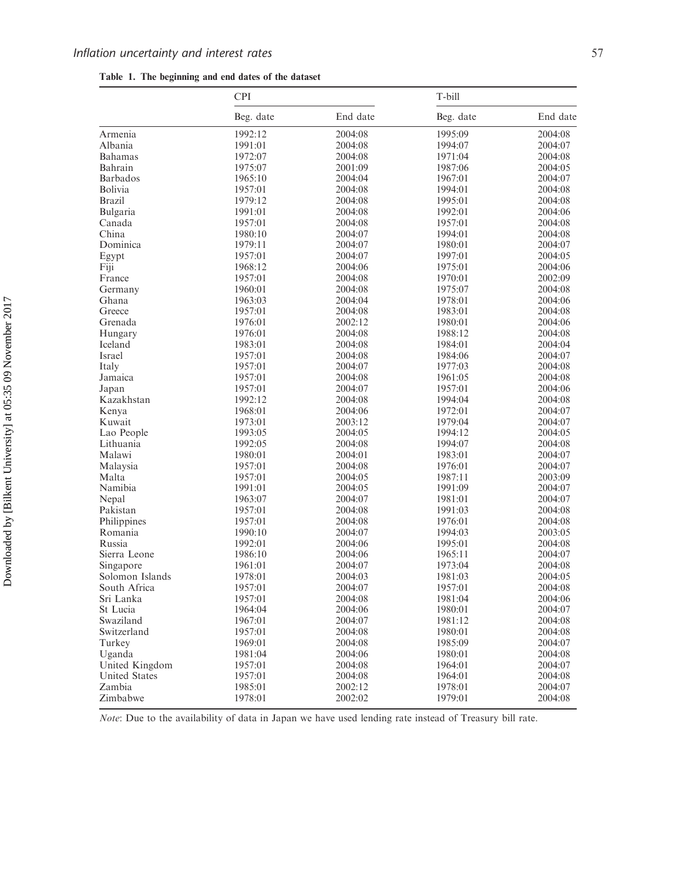**Table 1. The beginning and end dates of the dataset**

| | CPI | | T-bill | |
|---|---|---|---|---|
| | Beg. date | End date | Beg. date | End date |
| Armenia | 1992:12 | 2004:08 | 1995:09 | 2004:08 |
| Albania | 1991:01 | 2004:08 | 1994:07 | 2004:07 |
| Bahamas | 1972:07 | 2004:08 | 1971:04 | 2004:08 |
| Bahrain | 1975:07 | 2001:09 | 1987:06 | 2004:05 |
| Barbados | 1965:10 | 2004:04 | 1967:01 | 2004:07 |
| Bolivia | 1957:01 | 2004:08 | 1994:01 | 2004:08 |
| Brazil | 1979:12 | 2004:08 | 1995:01 | 2004:08 |
| Bulgaria | 1991:01 | 2004:08 | 1992:01 | 2004:06 |
| Canada | 1957:01 | 2004:08 | 1957:01 | 2004:08 |
| China | 1980:10 | 2004:07 | 1994:01 | 2004:08 |
| Dominica | 1979:11 | 2004:07 | 1980:01 | 2004:07 |
| Egypt | 1957:01 | 2004:07 | 1997:01 | 2004:05 |
| Fiji | 1968:12 | 2004:06 | 1975:01 | 2004:06 |
| France | 1957:01 | 2004:08 | 1970:01 | 2002:09 |
| Germany | 1960:01 | 2004:08 | 1975:07 | 2004:08 |
| Ghana | 1963:03 | 2004:04 | 1978:01 | 2004:06 |
| Greece | 1957:01 | 2004:08 | 1983:01 | 2004:08 |
| Grenada | 1976:01 | 2002:12 | 1980:01 | 2004:06 |
| Hungary | 1976:01 | 2004:08 | 1988:12 | 2004:08 |
| Iceland | 1983:01 | 2004:08 | 1984:01 | 2004:04 |
| Israel | 1957:01 | 2004:08 | 1984:06 | 2004:07 |
| Italy | 1957:01 | 2004:07 | 1977:03 | 2004:08 |
| Jamaica | 1957:01 | 2004:08 | 1961:05 | 2004:08 |
| Japan | 1957:01 | 2004:07 | 1957:01 | 2004:06 |
| Kazakhstan | 1992:12 | 2004:08 | 1994:04 | 2004:08 |
| Kenya | 1968:01 | 2004:06 | 1972:01 | 2004:07 |
| Kuwait | 1973:01 | 2003:12 | 1979:04 | 2004:07 |
| Lao People | 1993:05 | 2004:05 | 1994:12 | 2004:05 |
| Lithuania | 1992:05 | 2004:08 | 1994:07 | 2004:08 |
| Malawi | 1980:01 | 2004:01 | 1983:01 | 2004:07 |
| Malaysia | 1957:01 | 2004:08 | 1976:01 | 2004:07 |
| Malta | 1957:01 | 2004:05 | 1987:11 | 2003:09 |
| Namibia | 1991:01 | 2004:05 | 1991:09 | 2004:07 |
| Nepal | 1963:07 | 2004:07 | 1981:01 | 2004:07 |
| Pakistan | 1957:01 | 2004:08 | 1991:03 | 2004:08 |
| Philippines | 1957:01 | 2004:08 | 1976:01 | 2004:08 |
| Romania | 1990:10 | 2004:07 | 1994:03 | 2003:05 |
| Russia | 1992:01 | 2004:06 | 1995:01 | 2004:08 |
| Sierra Leone | 1986:10 | 2004:06 | 1965:11 | 2004:07 |
| Singapore | 1961:01 | 2004:07 | 1973:04 | 2004:08 |
| Solomon Islands | 1978:01 | 2004:03 | 1981:03 | 2004:05 |
| South Africa | 1957:01 | 2004:07 | 1957:01 | 2004:08 |
| Sri Lanka | 1957:01 | 2004:08 | 1981:04 | 2004:06 |
| St Lucia | 1964:04 | 2004:06 | 1980:01 | 2004:07 |
| Swaziland | 1967:01 | 2004:07 | 1981:12 | 2004:08 |
| Switzerland | 1957:01 | 2004:08 | 1980:01 | 2004:08 |
| Turkey | 1969:01 | 2004:08 | 1985:09 | 2004:07 |
| Uganda | 1981:04 | 2004:06 | 1980:01 | 2004:08 |
| United Kingdom | 1957:01 | 2004:08 | 1964:01 | 2004:07 |
| United States | 1957:01 | 2004:08 | 1964:01 | 2004:08 |
| Zambia | 1985:01 | 2002:12 | 1978:01 | 2004:07 |
| Zimbabwe | 1978:01 | 2002:02 | 1979:01 | 2004:08 |

*Note*: Due to the availability of data in Japan we have used lending rate instead of Treasury bill rate.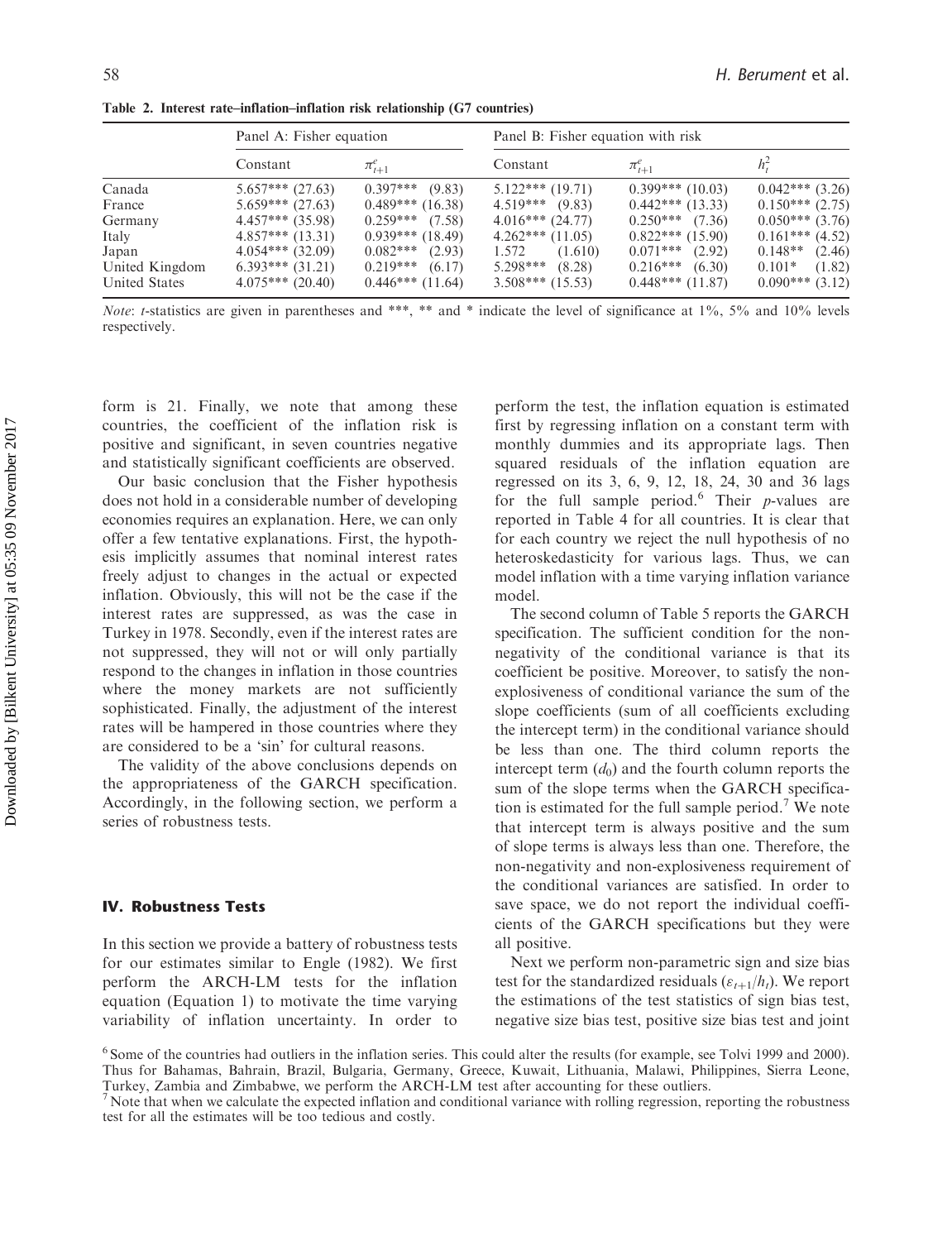Table 2. Interest rate–inflation–inflation risk relationship (G7 countries)

| | Panel A: Fisher equation | | Panel B: Fisher equation with risk | | |
|---|---|---|---|---|---|
| | Constant | $\pi^e_{t+1}$ | Constant | $\pi^e_{t+1}$ | $h^2_t$ |
| Canada | 5.657*** (27.63) | 0.397*** (9.83) | 5.122*** (19.71) | 0.399*** (10.03) | 0.042*** (3.26) |
| France | 5.659*** (27.63) | 0.489*** (16.38) | 4.519*** (9.83) | 0.442*** (13.33) | 0.150*** (2.75) |
| Germany | 4.457*** (35.98) | 0.259*** (7.58) | 4.016*** (24.77) | 0.250*** (7.36) | 0.050*** (3.76) |
| Italy | 4.857*** (13.31) | 0.939*** (18.49) | 4.262*** (11.05) | 0.822*** (15.90) | 0.161*** (4.52) |
| Japan | 4.054*** (32.09) | 0.082*** (2.93) | 1.572 (1.610) | 0.071*** (2.92) | 0.148** (2.46) |
| United Kingdom | 6.393*** (31.21) | 0.219*** (6.17) | 5.298*** (8.28) | 0.216*** (6.30) | 0.101* (1.82) |
| United States | 4.075*** (20.40) | 0.446*** (11.64) | 3.508*** (15.53) | 0.448*** (11.87) | 0.090*** (3.12) |

*Note*: *t*-statistics are given in parentheses and ***, ** and * indicate the level of significance at 1%, 5% and 10% levels respectively.

form is 21. Finally, we note that among these countries, the coefficient of the inflation risk is positive and significant, in seven countries negative and statistically significant coefficients are observed.

Our basic conclusion that the Fisher hypothesis does not hold in a considerable number of developing economies requires an explanation. Here, we can only offer a few tentative explanations. First, the hypothesis implicitly assumes that nominal interest rates freely adjust to changes in the actual or expected inflation. Obviously, this will not be the case if the interest rates are suppressed, as was the case in Turkey in 1978. Secondly, even if the interest rates are not suppressed, they will not or will only partially respond to the changes in inflation in those countries where the money markets are not sufficiently sophisticated. Finally, the adjustment of the interest rates will be hampered in those countries where they are considered to be a 'sin' for cultural reasons.

The validity of the above conclusions depends on the appropriateness of the GARCH specification. Accordingly, in the following section, we perform a series of robustness tests.

## IV. Robustness Tests

In this section we provide a battery of robustness tests for our estimates similar to Engle (1982). We first perform the ARCH-LM tests for the inflation equation (Equation 1) to motivate the time varying variability of inflation uncertainty. In order to perform the test, the inflation equation is estimated first by regressing inflation on a constant term with monthly dummies and its appropriate lags. Then squared residuals of the inflation equation are regressed on its 3, 6, 9, 12, 18, 24, 30 and 36 lags for the full sample period.[6] Their *p*-values are reported in Table 4 for all countries. It is clear that for each country we reject the null hypothesis of no heteroskedasticity for various lags. Thus, we can model inflation with a time varying inflation variance model.

The second column of Table 5 reports the GARCH specification. The sufficient condition for the non-negativity of the conditional variance is that its coefficient be positive. Moreover, to satisfy the non-explosiveness of conditional variance the sum of the slope coefficients (sum of all coefficients excluding the intercept term) in the conditional variance should be less than one. The third column reports the intercept term ($d_0$) and the fourth column reports the sum of the slope terms when the GARCH specification is estimated for the full sample period.[7] We note that intercept term is always positive and the sum of slope terms is always less than one. Therefore, the non-negativity and non-explosiveness requirement of the conditional variances are satisfied. In order to save space, we do not report the individual coefficients of the GARCH specifications but they were all positive.

Next we perform non-parametric sign and size bias test for the standardized residuals ($\varepsilon_{t+1}/h_t$). We report the estimations of the test statistics of sign bias test, negative size bias test, positive size bias test and joint

[6] Some of the countries had outliers in the inflation series. This could alter the results (for example, see Tolvi 1999 and 2000). Thus for Bahamas, Bahrain, Brazil, Bulgaria, Germany, Greece, Kuwait, Lithuania, Malawi, Philippines, Sierra Leone, Turkey, Zambia and Zimbabwe, we perform the ARCH-LM test after accounting for these outliers.

[7] Note that when we calculate the expected inflation and conditional variance with rolling regression, reporting the robustness test for all the estimates will be too tedious and costly.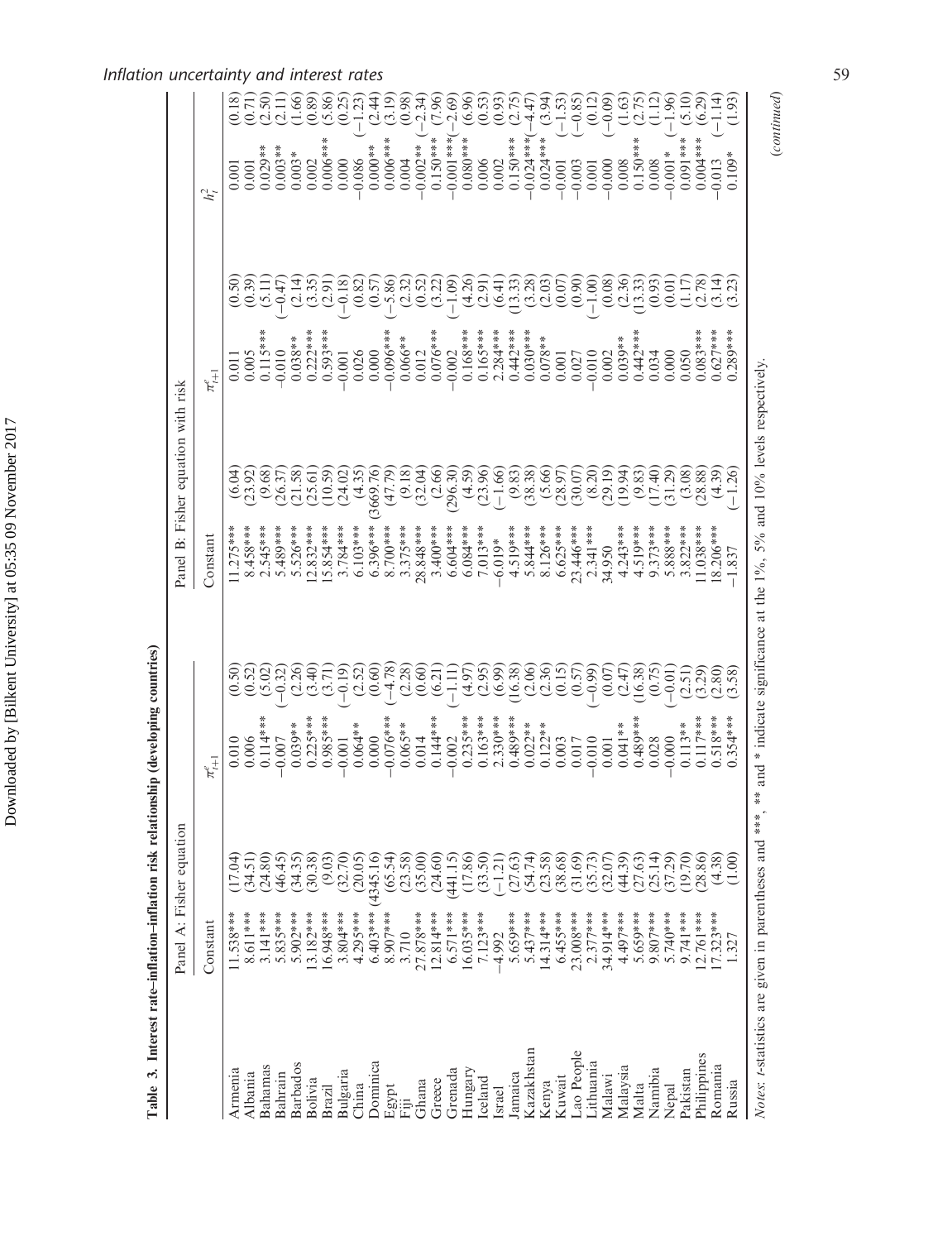**Table 3. Interest rate–inflation–inflation risk relationship (developing countries)**

| | Panel A: Fisher equation | | | | Panel B: Fisher equation with risk | | | | | |
|---|---|---|---|---|---|---|---|---|---|---|
| | Constant | | $\pi^e_{t+1}$ | | Constant | | $\pi^e_{t+1}$ | | $h^2_t$ | |
| Armenia | 11.538*** | (17.04) | 0.010 | (0.50) | 11.275*** | (6.04) | 0.011 | (0.50) | 0.001 | (0.18) |
| Albania | 8.611*** | (34.51) | 0.006 | (0.52) | 8.458*** | (23.92) | 0.005 | (0.39) | 0.001 | (0.71) |
| Bahamas | 3.141*** | (24.80) | 0.114*** | (5.02) | 2.545*** | (9.68) | 0.115*** | (5.11) | 0.029** | (2.50) |
| Bahrain | 5.835*** | (46.45) | −0.007 | (−0.32) | 5.489*** | (26.37) | −0.010 | (−0.47) | 0.003** | (2.11) |
| Barbados | 5.902*** | (34.35) | 0.039** | (2.26) | 5.526*** | (21.58) | 0.038** | (2.14) | 0.003* | (1.66) |
| Bolivia | 13.182*** | (30.38) | 0.225*** | (3.40) | 12.832*** | (25.61) | 0.222*** | (3.35) | 0.002 | (0.89) |
| Brazil | 16.948*** | (9.03) | 0.985*** | (3.71) | 15.854*** | (10.59) | 0.593*** | (2.91) | 0.006*** | (5.86) |
| Bulgaria | 3.804*** | (32.70) | −0.001 | (−0.19) | 3.784*** | (24.02) | −0.001 | (−0.18) | 0.000 | (0.25) |
| China | 4.295*** | (20.05) | 0.064** | (2.52) | 6.103*** | (4.35) | 0.026 | (0.82) | −0.086 | (−1.23) |
| Dominica | 6.403*** | (4345.16) | 0.000 | (0.60) | 6.396*** | (3669.76) | 0.000 | (0.57) | 0.000** | (2.44) |
| Egypt | 8.907*** | (65.54) | −0.076*** | (−4.78) | 8.700*** | (47.79) | −0.096*** | (−5.86) | 0.006*** | (3.19) |
| Fiji | 3.710 | (23.58) | 0.065** | (2.28) | 3.375*** | (9.18) | 0.066** | (2.32) | 0.004 | (0.98) |
| Ghana | 27.878*** | (35.00) | 0.014 | (0.60) | 28.848*** | (32.04) | 0.012 | (0.52) | −0.002** | (−2.34) |
| Greece | 12.814*** | (24.60) | 0.144*** | (6.21) | 3.400*** | (2.66) | 0.076*** | (3.22) | 0.150*** | (7.96) |
| Grenada | 6.571*** | (441.15) | −0.002 | (−1.11) | 6.604*** | (296.30) | −0.002 | (−1.09) | −0.001*** | (−2.69) |
| Hungary | 16.035*** | (17.86) | 0.235*** | (4.97) | 6.084*** | (4.59) | 0.168*** | (4.26) | 0.080*** | (6.96) |
| Iceland | 7.123*** | (33.50) | 0.163*** | (2.95) | 7.013*** | (23.96) | 0.165*** | (2.91) | 0.006 | (0.53) |
| Israel | −4.992 | (−1.21) | 2.330*** | (6.99) | −6.019* | (−1.66) | 2.284*** | (6.41) | 0.002 | (0.93) |
| Jamaica | 5.659*** | (27.63) | 0.489*** | (16.38) | 4.519*** | (9.83) | 0.442*** | (13.33) | 0.150*** | (2.75) |
| Kazakhstan | 5.437*** | (54.74) | 0.022** | (2.06) | 5.844*** | (38.38) | 0.030*** | (3.28) | −0.024*** | (−4.47) |
| Kenya | 14.314*** | (23.58) | 0.122** | (2.36) | 8.126*** | (5.66) | 0.078** | (2.03) | 0.024*** | (3.94) |
| Kuwait | 6.455*** | (38.68) | 0.003 | (0.15) | 6.625*** | (28.97) | 0.001 | (0.07) | −0.001 | (−1.53) |
| Lao People | 23.008*** | (31.69) | 0.017 | (0.57) | 23.446*** | (30.07) | 0.027 | (0.90) | −0.003 | (−0.85) |
| Lithuania | 2.377*** | (35.73) | −0.010 | (−0.99) | 2.341*** | (8.20) | −0.010 | (−1.00) | 0.001 | (0.12) |
| Malawi | 34.914*** | (32.07) | 0.001 | (0.07) | 34.950 | (29.19) | 0.002 | (0.08) | −0.000 | (−0.09) |
| Malaysia | 4.497*** | (44.39) | 0.041** | (2.47) | 4.243*** | (19.94) | 0.039** | (2.36) | 0.008 | (1.63) |
| Malta | 5.659*** | (27.63) | 0.489*** | (16.38) | 4.519*** | (9.83) | 0.442*** | (13.33) | 0.150*** | (2.75) |
| Namibia | 9.807*** | (25.14) | 0.028 | (0.75) | 9.373*** | (17.40) | 0.034 | (0.93) | 0.008 | (1.12) |
| Nepal | 5.740*** | (37.29) | −0.000 | (−0.01) | 5.888*** | (31.29) | 0.000 | (0.01) | −0.001* | (−1.96) |
| Pakistan | 9.741*** | (19.70) | 0.113** | (2.51) | 3.822*** | (3.08) | 0.050 | (1.17) | 0.091*** | (5.10) |
| Philippines | 12.761*** | (28.86) | 0.117*** | (3.29) | 11.038*** | (28.88) | 0.083*** | (2.78) | 0.004*** | (6.29) |
| Romania | 17.323*** | (4.38) | 0.518*** | (2.80) | 18.206*** | (4.39) | 0.627*** | (3.14) | −0.013 | (−1.14) |
| Russia | 1.327 | (1.00) | 0.354*** | (3.58) | −1.837 | (−1.26) | 0.289*** | (3.23) | 0.109* | (1.93) |

*Notes*: *t*-statistics are given in parentheses and ***, ** and * indicate significance at the 1%, 5% and 10% levels respectively.

(*continued*)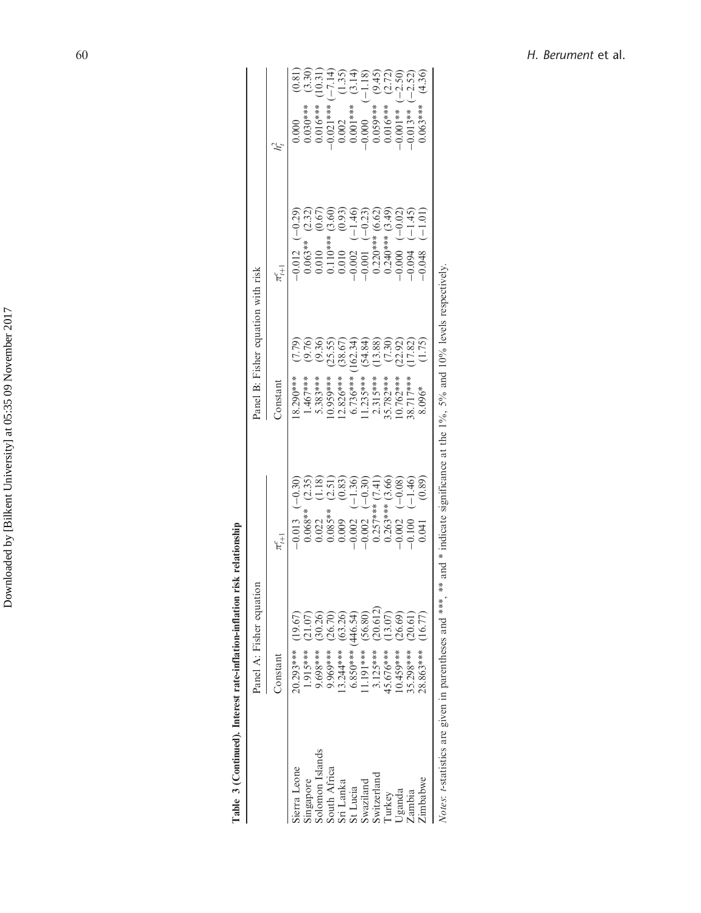**Table 3 (Continued). Interest rate-inflation risk relationship**

| | Panel A: Fisher equation | | Panel B: Fisher equation with risk | | |
|---|---|---|---|---|---|
| | Constant | $\pi^e_{t+1}$ | Constant | $\pi^e_{t+1}$ | $h^2_t$ |
| Sierra Leone | 20.293*** (19.67) | −0.013 (−0.30) | 18.290*** (7.79) | −0.012 (−0.29) | 0.000 (0.81) |
| Singapore | 1.915*** (21.07) | 0.068** (2.35) | 1.467*** (9.76) | 0.063** (2.32) | 0.030*** (3.30) |
| Solomon Islands | 9.698*** (30.26) | 0.022 (1.18) | 5.383*** (9.36) | 0.010 (0.67) | 0.016*** (10.31) |
| South Africa | 9.969*** (26.70) | 0.085** (2.51) | 10.959*** (25.55) | 0.110*** (3.60) | −0.021*** (−7.14) |
| Sri Lanka | 13.244*** (63.26) | 0.009 (0.83) | 12.826*** (38.67) | 0.010 (0.93) | 0.002 (1.35) |
| St Lucia | 6.850*** (446.54) | −0.002 (−1.36) | 6.736*** (162.34) | −0.002 (−1.46) | 0.001*** (3.14) |
| Swaziland | 11.191*** (56.80) | −0.002 (−0.30) | 11.235*** (54.84) | −0.001 (−0.23) | −0.000 (−1.18) |
| Switzerland | 3.125*** (20.612) | 0.257*** (7.41) | 2.315*** (13.88) | 0.220*** (6.62) | 0.059*** (9.45) |
| Turkey | 45.676*** (13.07) | 0.263*** (3.66) | 35.782*** (7.30) | 0.240*** (3.49) | 0.016*** (2.72) |
| Uganda | 10.459*** (26.69) | −0.002 (−0.08) | 10.762*** (22.92) | −0.000 (−0.02) | −0.001** (−2.50) |
| Zambia | 35.298*** (20.61) | −0.100 (−1.46) | 38.717*** (17.82) | −0.094 (−1.45) | −0.013** (−2.52) |
| Zimbabwe | 28.863*** (16.77) | 0.041 (0.89) | 8.096* (1.75) | −0.048 (−1.01) | 0.063*** (4.36) |

*Notes*: *t*-statistics are given in parentheses and ***, ** and * indicate significance at the 1%, 5% and 10% levels respectively.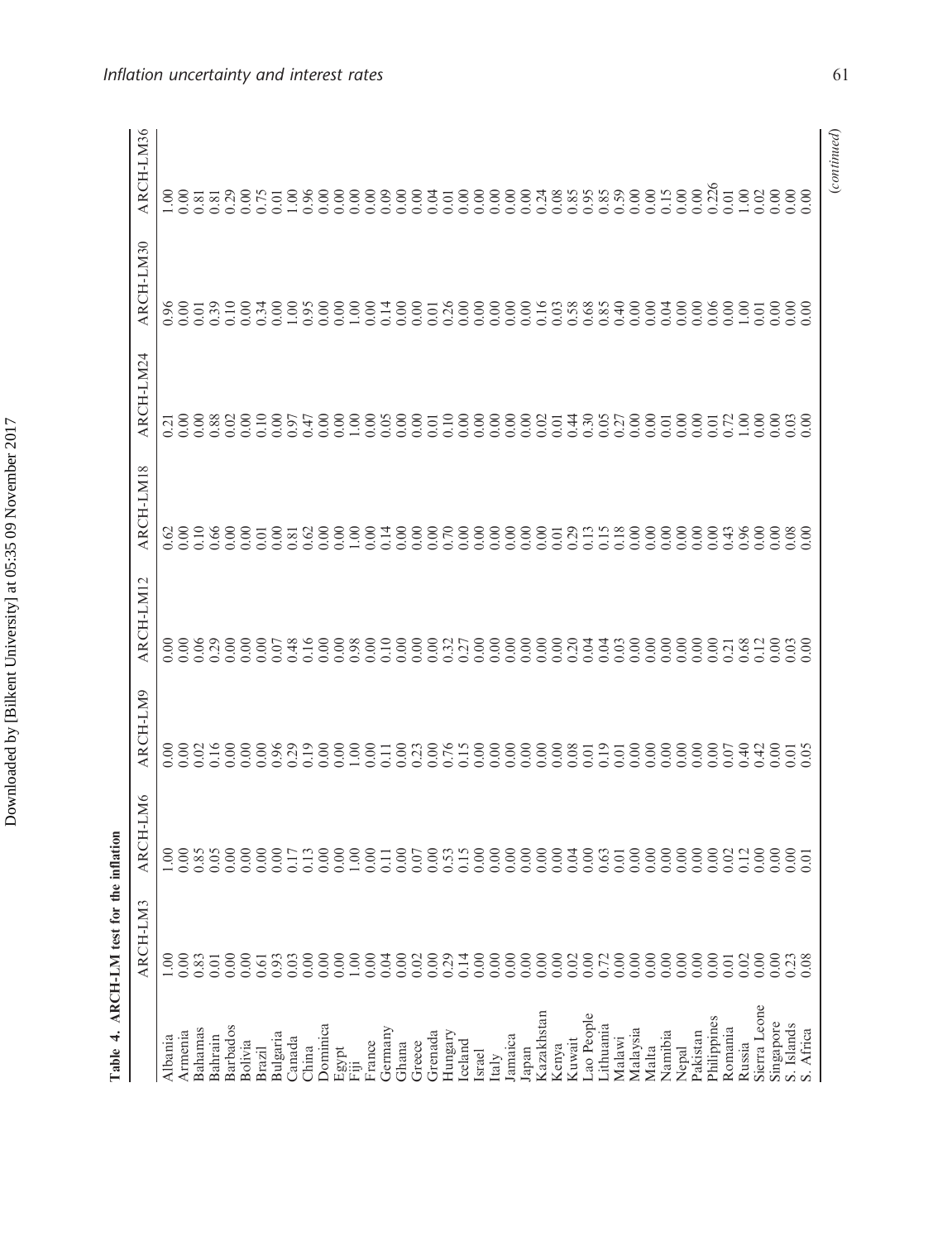**Table 4. ARCH-LM test for the inflation**

| | ARCH-LM3 | ARCH-LM6 | ARCH-LM9 | ARCH-LM12 | ARCH-LM18 | ARCH-LM24 | ARCH-LM30 | ARCH-LM36 |
|---|---|---|---|---|---|---|---|---|
| Albania | 1.00 | 1.00 | 0.00 | 0.00 | 0.62 | 0.21 | 0.96 | 1.00 |
| Armenia | 0.00 | 0.00 | 0.00 | 0.00 | 0.00 | 0.00 | 0.00 | 0.00 |
| Bahamas | 0.83 | 0.85 | 0.02 | 0.06 | 0.10 | 0.00 | 0.01 | 0.81 |
| Bahrain | 0.01 | 0.05 | 0.16 | 0.29 | 0.66 | 0.88 | 0.39 | 0.81 |
| Barbados | 0.00 | 0.00 | 0.00 | 0.00 | 0.00 | 0.02 | 0.10 | 0.29 |
| Bolivia | 0.00 | 0.00 | 0.00 | 0.00 | 0.00 | 0.00 | 0.00 | 0.00 |
| Brazil | 0.61 | 0.00 | 0.00 | 0.00 | 0.01 | 0.10 | 0.34 | 0.75 |
| Bulgaria | 0.93 | 0.00 | 0.96 | 0.07 | 0.00 | 0.00 | 0.00 | 0.01 |
| Canada | 0.03 | 0.17 | 0.29 | 0.48 | 0.81 | 0.97 | 1.00 | 1.00 |
| China | 0.00 | 0.13 | 0.19 | 0.16 | 0.62 | 0.47 | 0.95 | 0.96 |
| Dominica | 0.00 | 0.00 | 0.00 | 0.00 | 0.00 | 0.00 | 0.00 | 0.00 |
| Egypt | 0.00 | 0.00 | 0.00 | 0.00 | 0.00 | 0.00 | 0.00 | 0.00 |
| Fiji | 1.00 | 1.00 | 1.00 | 0.98 | 1.00 | 1.00 | 1.00 | 0.00 |
| France | 0.00 | 0.00 | 0.00 | 0.00 | 0.00 | 0.00 | 0.00 | 0.00 |
| Germany | 0.04 | 0.11 | 0.11 | 0.10 | 0.14 | 0.05 | 0.14 | 0.09 |
| Ghana | 0.00 | 0.00 | 0.00 | 0.00 | 0.00 | 0.00 | 0.00 | 0.00 |
| Greece | 0.02 | 0.07 | 0.23 | 0.00 | 0.00 | 0.00 | 0.00 | 0.00 |
| Grenada | 0.00 | 0.00 | 0.00 | 0.00 | 0.00 | 0.01 | 0.01 | 0.04 |
| Hungary | 0.29 | 0.53 | 0.76 | 0.32 | 0.70 | 0.10 | 0.26 | 0.01 |
| Iceland | 0.14 | 0.15 | 0.15 | 0.27 | 0.00 | 0.00 | 0.00 | 0.00 |
| Israel | 0.00 | 0.00 | 0.00 | 0.00 | 0.00 | 0.00 | 0.00 | 0.00 |
| Italy | 0.00 | 0.00 | 0.00 | 0.00 | 0.00 | 0.00 | 0.00 | 0.00 |
| Jamaica | 0.00 | 0.00 | 0.00 | 0.00 | 0.00 | 0.00 | 0.00 | 0.00 |
| Japan | 0.00 | 0.00 | 0.00 | 0.00 | 0.00 | 0.00 | 0.00 | 0.00 |
| Kazakhstan | 0.00 | 0.00 | 0.00 | 0.00 | 0.00 | 0.02 | 0.16 | 0.24 |
| Kenya | 0.00 | 0.00 | 0.00 | 0.00 | 0.01 | 0.01 | 0.03 | 0.08 |
| Kuwait | 0.02 | 0.04 | 0.08 | 0.20 | 0.29 | 0.44 | 0.58 | 0.85 |
| Lao People | 0.00 | 0.00 | 0.01 | 0.04 | 0.13 | 0.30 | 0.68 | 0.95 |
| Lithuania | 0.72 | 0.63 | 0.19 | 0.04 | 0.15 | 0.05 | 0.85 | 0.85 |
| Malawi | 0.00 | 0.01 | 0.01 | 0.03 | 0.18 | 0.27 | 0.40 | 0.59 |
| Malaysia | 0.00 | 0.00 | 0.00 | 0.00 | 0.00 | 0.00 | 0.00 | 0.00 |
| Malta | 0.00 | 0.00 | 0.00 | 0.00 | 0.00 | 0.00 | 0.00 | 0.00 |
| Namibia | 0.00 | 0.00 | 0.00 | 0.00 | 0.00 | 0.01 | 0.04 | 0.15 |
| Nepal | 0.00 | 0.00 | 0.00 | 0.00 | 0.00 | 0.00 | 0.00 | 0.00 |
| Pakistan | 0.00 | 0.00 | 0.00 | 0.00 | 0.00 | 0.00 | 0.00 | 0.00 |
| Philippines | 0.00 | 0.00 | 0.00 | 0.00 | 0.00 | 0.01 | 0.06 | 0.226 |
| Romania | 0.01 | 0.02 | 0.07 | 0.21 | 0.43 | 0.72 | 0.00 | 0.01 |
| Russia | 0.02 | 0.12 | 0.40 | 0.68 | 0.96 | 1.00 | 1.00 | 1.00 |
| Sierra Leone | 0.00 | 0.00 | 0.42 | 0.12 | 0.00 | 0.00 | 0.01 | 0.02 |
| Singapore | 0.00 | 0.00 | 0.00 | 0.00 | 0.00 | 0.00 | 0.00 | 0.00 |
| S. Islands | 0.23 | 0.00 | 0.01 | 0.03 | 0.08 | 0.03 | 0.00 | 0.00 |
| S. Africa | 0.08 | 0.01 | 0.05 | 0.00 | 0.00 | 0.00 | 0.00 | 0.00 |

(*continued*)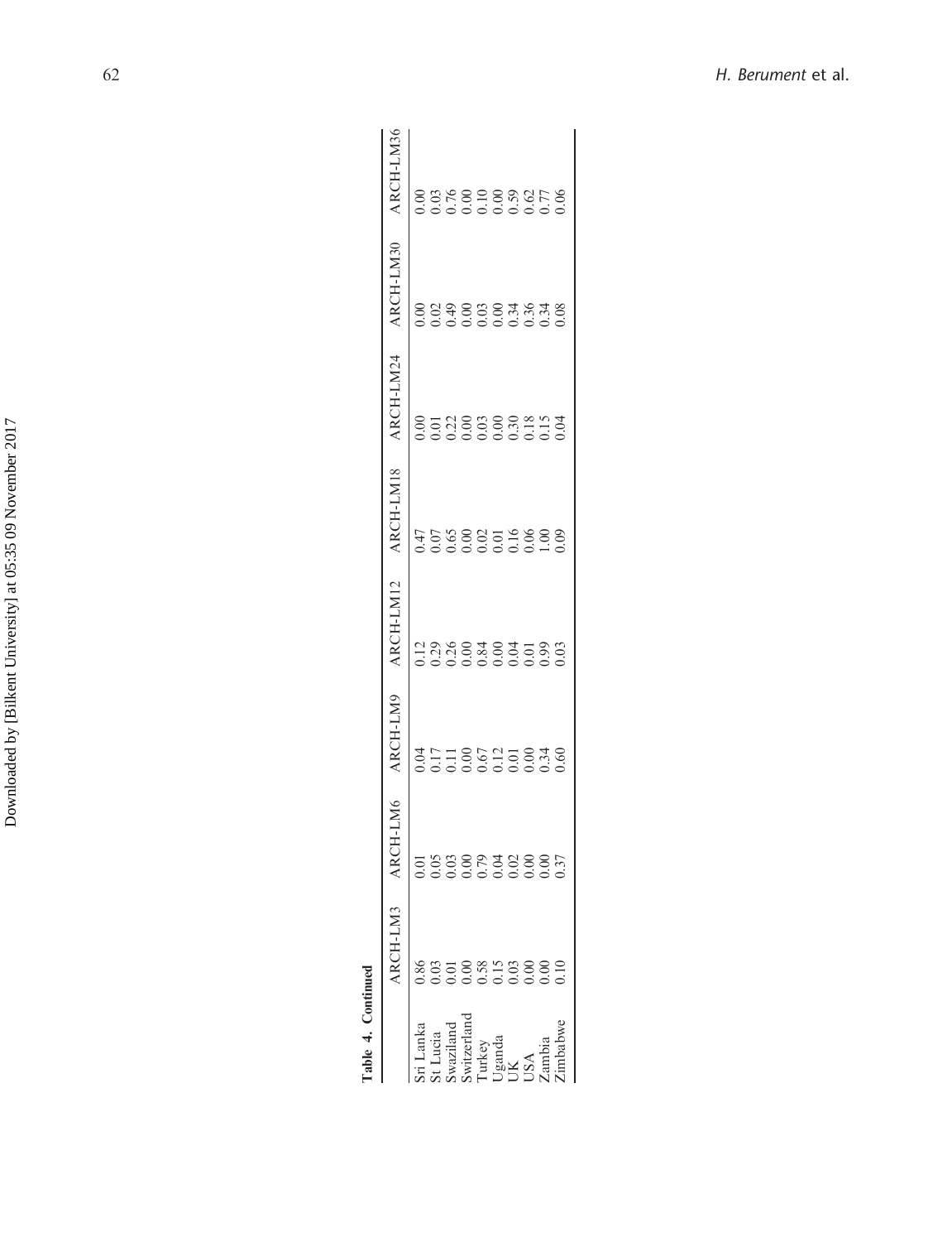**Table 4. Continued**

| | ARCH-LM3 | ARCH-LM6 | ARCH-LM9 | ARCH-LM12 | ARCH-LM18 | ARCH-LM24 | ARCH-LM30 | ARCH-LM36 |
|---|---|---|---|---|---|---|---|---|
| Sri Lanka | 0.86 | 0.01 | 0.04 | 0.12 | 0.47 | 0.00 | 0.00 | 0.00 |
| St Lucia | 0.03 | 0.05 | 0.17 | 0.29 | 0.07 | 0.01 | 0.02 | 0.03 |
| Swaziland | 0.01 | 0.03 | 0.11 | 0.26 | 0.65 | 0.22 | 0.49 | 0.76 |
| Switzerland | 0.00 | 0.00 | 0.00 | 0.00 | 0.00 | 0.00 | 0.00 | 0.00 |
| Turkey | 0.58 | 0.79 | 0.67 | 0.84 | 0.02 | 0.03 | 0.03 | 0.10 |
| Uganda | 0.15 | 0.04 | 0.12 | 0.00 | 0.01 | 0.00 | 0.00 | 0.00 |
| UK | 0.03 | 0.02 | 0.01 | 0.04 | 0.16 | 0.30 | 0.34 | 0.59 |
| USA | 0.00 | 0.00 | 0.00 | 0.01 | 0.06 | 0.18 | 0.36 | 0.62 |
| Zambia | 0.00 | 0.00 | 0.34 | 0.99 | 1.00 | 0.15 | 0.34 | 0.77 |
| Zimbabwe | 0.10 | 0.37 | 0.60 | 0.03 | 0.09 | 0.04 | 0.08 | 0.06 |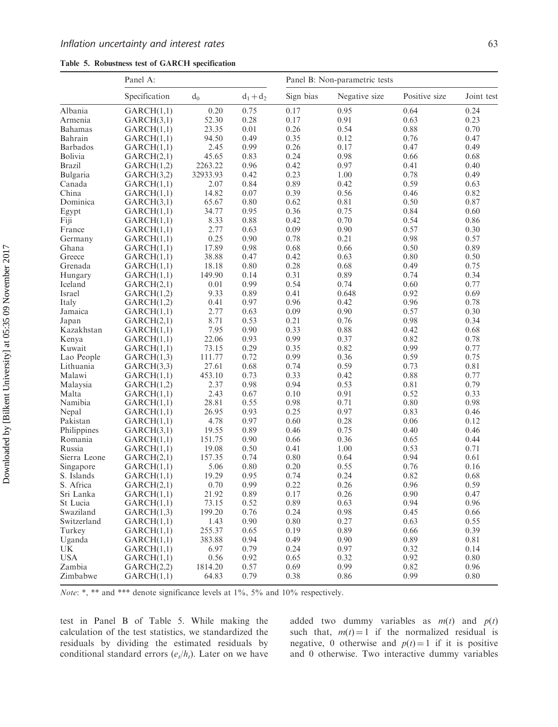**Table 5. Robustness test of GARCH specification**

| | Panel A: | | | Panel B: Non-parametric tests | | | |
|---|---|---|---|---|---|---|---|
| | Specification | $d_0$ | $d_1+d_2$ | Sign bias | Negative size | Positive size | Joint test |
| Albania | GARCH(1,1) | 0.20 | 0.75 | 0.17 | 0.95 | 0.64 | 0.24 |
| Armenia | GARCH(3,1) | 52.30 | 0.28 | 0.17 | 0.91 | 0.63 | 0.23 |
| Bahamas | GARCH(1,1) | 23.35 | 0.01 | 0.26 | 0.54 | 0.88 | 0.70 |
| Bahrain | GARCH(1,1) | 94.50 | 0.49 | 0.35 | 0.12 | 0.76 | 0.47 |
| Barbados | GARCH(1,1) | 2.45 | 0.99 | 0.26 | 0.17 | 0.47 | 0.49 |
| Bolivia | GARCH(2,1) | 45.65 | 0.83 | 0.24 | 0.98 | 0.66 | 0.68 |
| Brazil | GARCH(1,2) | 2263.22 | 0.96 | 0.42 | 0.97 | 0.41 | 0.40 |
| Bulgaria | GARCH(3,2) | 32933.93 | 0.42 | 0.23 | 1.00 | 0.78 | 0.49 |
| Canada | GARCH(1,1) | 2.07 | 0.84 | 0.89 | 0.42 | 0.59 | 0.63 |
| China | GARCH(1,1) | 14.82 | 0.07 | 0.39 | 0.56 | 0.46 | 0.82 |
| Dominica | GARCH(3,1) | 65.67 | 0.80 | 0.62 | 0.81 | 0.50 | 0.87 |
| Egypt | GARCH(1,1) | 34.77 | 0.95 | 0.36 | 0.75 | 0.84 | 0.60 |
| Fiji | GARCH(1,1) | 8.33 | 0.88 | 0.42 | 0.70 | 0.54 | 0.86 |
| France | GARCH(1,1) | 2.77 | 0.63 | 0.09 | 0.90 | 0.57 | 0.30 |
| Germany | GARCH(1,1) | 0.25 | 0.90 | 0.78 | 0.21 | 0.98 | 0.57 |
| Ghana | GARCH(1,1) | 17.89 | 0.98 | 0.68 | 0.66 | 0.50 | 0.89 |
| Greece | GARCH(1,1) | 38.88 | 0.47 | 0.42 | 0.63 | 0.80 | 0.50 |
| Grenada | GARCH(1,1) | 18.18 | 0.80 | 0.28 | 0.68 | 0.49 | 0.75 |
| Hungary | GARCH(1,1) | 149.90 | 0.14 | 0.31 | 0.89 | 0.74 | 0.34 |
| Iceland | GARCH(2,1) | 0.01 | 0.99 | 0.54 | 0.74 | 0.60 | 0.77 |
| Israel | GARCH(1,2) | 9.33 | 0.89 | 0.41 | 0.648 | 0.92 | 0.69 |
| Italy | GARCH(1,2) | 0.41 | 0.97 | 0.96 | 0.42 | 0.96 | 0.78 |
| Jamaica | GARCH(1,1) | 2.77 | 0.63 | 0.09 | 0.90 | 0.57 | 0.30 |
| Japan | GARCH(2,1) | 8.71 | 0.53 | 0.21 | 0.76 | 0.98 | 0.34 |
| Kazakhstan | GARCH(1,1) | 7.95 | 0.90 | 0.33 | 0.88 | 0.42 | 0.68 |
| Kenya | GARCH(1,1) | 22.06 | 0.93 | 0.99 | 0.37 | 0.82 | 0.78 |
| Kuwait | GARCH(1,1) | 73.15 | 0.29 | 0.35 | 0.82 | 0.99 | 0.77 |
| Lao People | GARCH(1,3) | 111.77 | 0.72 | 0.99 | 0.36 | 0.59 | 0.75 |
| Lithuania | GARCH(3,3) | 27.61 | 0.68 | 0.74 | 0.59 | 0.73 | 0.81 |
| Malawi | GARCH(1,1) | 453.10 | 0.73 | 0.33 | 0.42 | 0.88 | 0.77 |
| Malaysia | GARCH(1,2) | 2.37 | 0.98 | 0.94 | 0.53 | 0.81 | 0.79 |
| Malta | GARCH(1,1) | 2.43 | 0.67 | 0.10 | 0.91 | 0.52 | 0.33 |
| Namibia | GARCH(1,1) | 28.81 | 0.55 | 0.98 | 0.71 | 0.80 | 0.98 |
| Nepal | GARCH(1,1) | 26.95 | 0.93 | 0.25 | 0.97 | 0.83 | 0.46 |
| Pakistan | GARCH(1,1) | 4.78 | 0.97 | 0.60 | 0.28 | 0.06 | 0.12 |
| Philippines | GARCH(3,1) | 19.55 | 0.89 | 0.46 | 0.75 | 0.40 | 0.46 |
| Romania | GARCH(1,1) | 151.75 | 0.90 | 0.66 | 0.36 | 0.65 | 0.44 |
| Russia | GARCH(1,1) | 19.08 | 0.50 | 0.41 | 1.00 | 0.53 | 0.71 |
| Sierra Leone | GARCH(2,1) | 157.35 | 0.74 | 0.80 | 0.64 | 0.94 | 0.61 |
| Singapore | GARCH(1,1) | 5.06 | 0.80 | 0.20 | 0.55 | 0.76 | 0.16 |
| S. Islands | GARCH(1,1) | 19.29 | 0.95 | 0.74 | 0.24 | 0.82 | 0.68 |
| S. Africa | GARCH(2,1) | 0.70 | 0.99 | 0.22 | 0.26 | 0.96 | 0.59 |
| Sri Lanka | GARCH(1,1) | 21.92 | 0.89 | 0.17 | 0.26 | 0.90 | 0.47 |
| St Lucia | GARCH(1,1) | 73.15 | 0.52 | 0.89 | 0.63 | 0.94 | 0.96 |
| Swaziland | GARCH(1,3) | 199.20 | 0.76 | 0.24 | 0.98 | 0.45 | 0.66 |
| Switzerland | GARCH(1,1) | 1.43 | 0.90 | 0.80 | 0.27 | 0.63 | 0.55 |
| Turkey | GARCH(1,1) | 255.37 | 0.65 | 0.19 | 0.89 | 0.66 | 0.39 |
| Uganda | GARCH(1,1) | 383.88 | 0.94 | 0.49 | 0.90 | 0.89 | 0.81 |
| UK | GARCH(1,1) | 6.97 | 0.79 | 0.24 | 0.97 | 0.32 | 0.14 |
| USA | GARCH(1,1) | 0.56 | 0.92 | 0.65 | 0.32 | 0.92 | 0.80 |
| Zambia | GARCH(2,2) | 1814.20 | 0.57 | 0.69 | 0.99 | 0.82 | 0.96 |
| Zimbabwe | GARCH(1,1) | 64.83 | 0.79 | 0.38 | 0.86 | 0.99 | 0.80 |

*Note*: *, ** and *** denote significance levels at 1%, 5% and 10% respectively.

test in Panel B of Table 5. While making the calculation of the test statistics, we standardized the residuals by dividing the estimated residuals by conditional standard errors ($e_t/h_t$). Later on we have added two dummy variables as $m(t)$ and $p(t)$ such that, $m(t) = 1$ if the normalized residual is negative, 0 otherwise and $p(t) = 1$ if it is positive and 0 otherwise. Two interactive dummy variables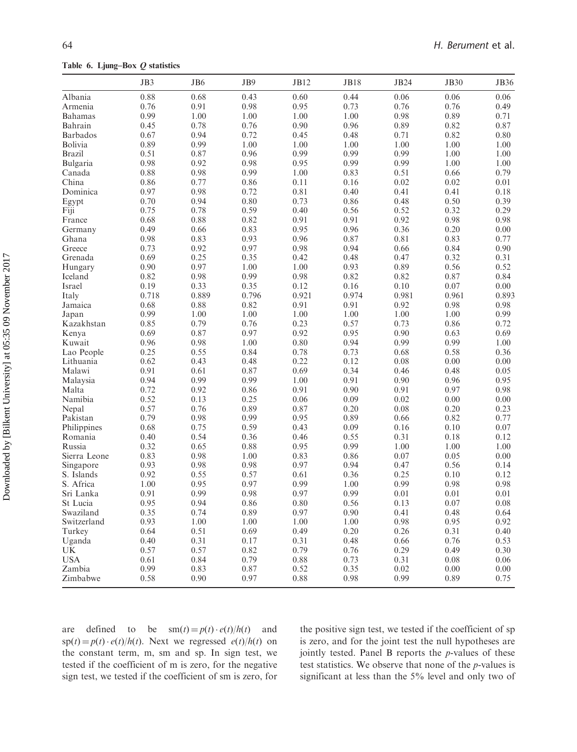**Table 6. Ljung–Box Q statistics**

| | JB3 | JB6 | JB9 | JB12 | JB18 | JB24 | JB30 | JB36 |
|---|---|---|---|---|---|---|---|---|
| Albania | 0.88 | 0.68 | 0.43 | 0.60 | 0.44 | 0.06 | 0.06 | 0.06 |
| Armenia | 0.76 | 0.91 | 0.98 | 0.95 | 0.73 | 0.76 | 0.76 | 0.49 |
| Bahamas | 0.99 | 1.00 | 1.00 | 1.00 | 1.00 | 0.98 | 0.89 | 0.71 |
| Bahrain | 0.45 | 0.78 | 0.76 | 0.90 | 0.96 | 0.89 | 0.82 | 0.87 |
| Barbados | 0.67 | 0.94 | 0.72 | 0.45 | 0.48 | 0.71 | 0.82 | 0.80 |
| Bolivia | 0.89 | 0.99 | 1.00 | 1.00 | 1.00 | 1.00 | 1.00 | 1.00 |
| Brazil | 0.51 | 0.87 | 0.96 | 0.99 | 0.99 | 0.99 | 1.00 | 1.00 |
| Bulgaria | 0.98 | 0.92 | 0.98 | 0.95 | 0.99 | 0.99 | 1.00 | 1.00 |
| Canada | 0.88 | 0.98 | 0.99 | 1.00 | 0.83 | 0.51 | 0.66 | 0.79 |
| China | 0.86 | 0.77 | 0.86 | 0.11 | 0.16 | 0.02 | 0.02 | 0.01 |
| Dominica | 0.97 | 0.98 | 0.72 | 0.81 | 0.40 | 0.41 | 0.41 | 0.18 |
| Egypt | 0.70 | 0.94 | 0.80 | 0.73 | 0.86 | 0.48 | 0.50 | 0.39 |
| Fiji | 0.75 | 0.78 | 0.59 | 0.40 | 0.56 | 0.52 | 0.32 | 0.29 |
| France | 0.68 | 0.88 | 0.82 | 0.91 | 0.91 | 0.92 | 0.98 | 0.98 |
| Germany | 0.49 | 0.66 | 0.83 | 0.95 | 0.96 | 0.36 | 0.20 | 0.00 |
| Ghana | 0.98 | 0.83 | 0.93 | 0.96 | 0.87 | 0.81 | 0.83 | 0.77 |
| Greece | 0.73 | 0.92 | 0.97 | 0.98 | 0.94 | 0.66 | 0.84 | 0.90 |
| Grenada | 0.69 | 0.25 | 0.35 | 0.42 | 0.48 | 0.47 | 0.32 | 0.31 |
| Hungary | 0.90 | 0.97 | 1.00 | 1.00 | 0.93 | 0.89 | 0.56 | 0.52 |
| Iceland | 0.82 | 0.98 | 0.99 | 0.98 | 0.82 | 0.82 | 0.87 | 0.84 |
| Israel | 0.19 | 0.33 | 0.35 | 0.12 | 0.16 | 0.10 | 0.07 | 0.00 |
| Italy | 0.718 | 0.889 | 0.796 | 0.921 | 0.974 | 0.981 | 0.961 | 0.893 |
| Jamaica | 0.68 | 0.88 | 0.82 | 0.91 | 0.91 | 0.92 | 0.98 | 0.98 |
| Japan | 0.99 | 1.00 | 1.00 | 1.00 | 1.00 | 1.00 | 1.00 | 0.99 |
| Kazakhstan | 0.85 | 0.79 | 0.76 | 0.23 | 0.57 | 0.73 | 0.86 | 0.72 |
| Kenya | 0.69 | 0.87 | 0.97 | 0.92 | 0.95 | 0.90 | 0.63 | 0.69 |
| Kuwait | 0.96 | 0.98 | 1.00 | 0.80 | 0.94 | 0.99 | 0.99 | 1.00 |
| Lao People | 0.25 | 0.55 | 0.84 | 0.78 | 0.73 | 0.68 | 0.58 | 0.36 |
| Lithuania | 0.62 | 0.43 | 0.48 | 0.22 | 0.12 | 0.08 | 0.00 | 0.00 |
| Malawi | 0.91 | 0.61 | 0.87 | 0.69 | 0.34 | 0.46 | 0.48 | 0.05 |
| Malaysia | 0.94 | 0.99 | 0.99 | 1.00 | 0.91 | 0.90 | 0.96 | 0.95 |
| Malta | 0.72 | 0.92 | 0.86 | 0.91 | 0.90 | 0.91 | 0.97 | 0.98 |
| Namibia | 0.52 | 0.13 | 0.25 | 0.06 | 0.09 | 0.02 | 0.00 | 0.00 |
| Nepal | 0.57 | 0.76 | 0.89 | 0.87 | 0.20 | 0.08 | 0.20 | 0.23 |
| Pakistan | 0.79 | 0.98 | 0.99 | 0.95 | 0.89 | 0.66 | 0.82 | 0.77 |
| Philippines | 0.68 | 0.75 | 0.59 | 0.43 | 0.09 | 0.16 | 0.10 | 0.07 |
| Romania | 0.40 | 0.54 | 0.36 | 0.46 | 0.55 | 0.31 | 0.18 | 0.12 |
| Russia | 0.32 | 0.65 | 0.88 | 0.95 | 0.99 | 1.00 | 1.00 | 1.00 |
| Sierra Leone | 0.83 | 0.98 | 1.00 | 0.83 | 0.86 | 0.07 | 0.05 | 0.00 |
| Singapore | 0.93 | 0.98 | 0.98 | 0.97 | 0.94 | 0.47 | 0.56 | 0.14 |
| S. Islands | 0.92 | 0.55 | 0.57 | 0.61 | 0.36 | 0.25 | 0.10 | 0.12 |
| S. Africa | 1.00 | 0.95 | 0.97 | 0.99 | 1.00 | 0.99 | 0.98 | 0.98 |
| Sri Lanka | 0.91 | 0.99 | 0.98 | 0.97 | 0.99 | 0.01 | 0.01 | 0.01 |
| St Lucia | 0.95 | 0.94 | 0.86 | 0.80 | 0.56 | 0.13 | 0.07 | 0.08 |
| Swaziland | 0.35 | 0.74 | 0.89 | 0.97 | 0.90 | 0.41 | 0.48 | 0.64 |
| Switzerland | 0.93 | 1.00 | 1.00 | 1.00 | 1.00 | 0.98 | 0.95 | 0.92 |
| Turkey | 0.64 | 0.51 | 0.69 | 0.49 | 0.20 | 0.26 | 0.31 | 0.40 |
| Uganda | 0.40 | 0.31 | 0.17 | 0.31 | 0.48 | 0.66 | 0.76 | 0.53 |
| UK | 0.57 | 0.57 | 0.82 | 0.79 | 0.76 | 0.29 | 0.49 | 0.30 |
| USA | 0.61 | 0.84 | 0.79 | 0.88 | 0.73 | 0.31 | 0.08 | 0.06 |
| Zambia | 0.99 | 0.83 | 0.87 | 0.52 | 0.35 | 0.02 | 0.00 | 0.00 |
| Zimbabwe | 0.58 | 0.90 | 0.97 | 0.88 | 0.98 | 0.99 | 0.89 | 0.75 |

are defined to be $\mathrm{sm}(t) = p(t) \cdot e(t)/h(t)$ and $\mathrm{sp}(t) = p(t) \cdot e(t)/h(t)$. Next we regressed $e(t)/h(t)$ on the constant term, m, sm and sp. In sign test, we tested if the coefficient of m is zero, for the negative sign test, we tested if the coefficient of sm is zero, for the positive sign test, we tested if the coefficient of sp is zero, and for the joint test the null hypotheses are jointly tested. Panel B reports the *p*-values of these test statistics. We observe that none of the *p*-values is significant at less than the 5% level and only two of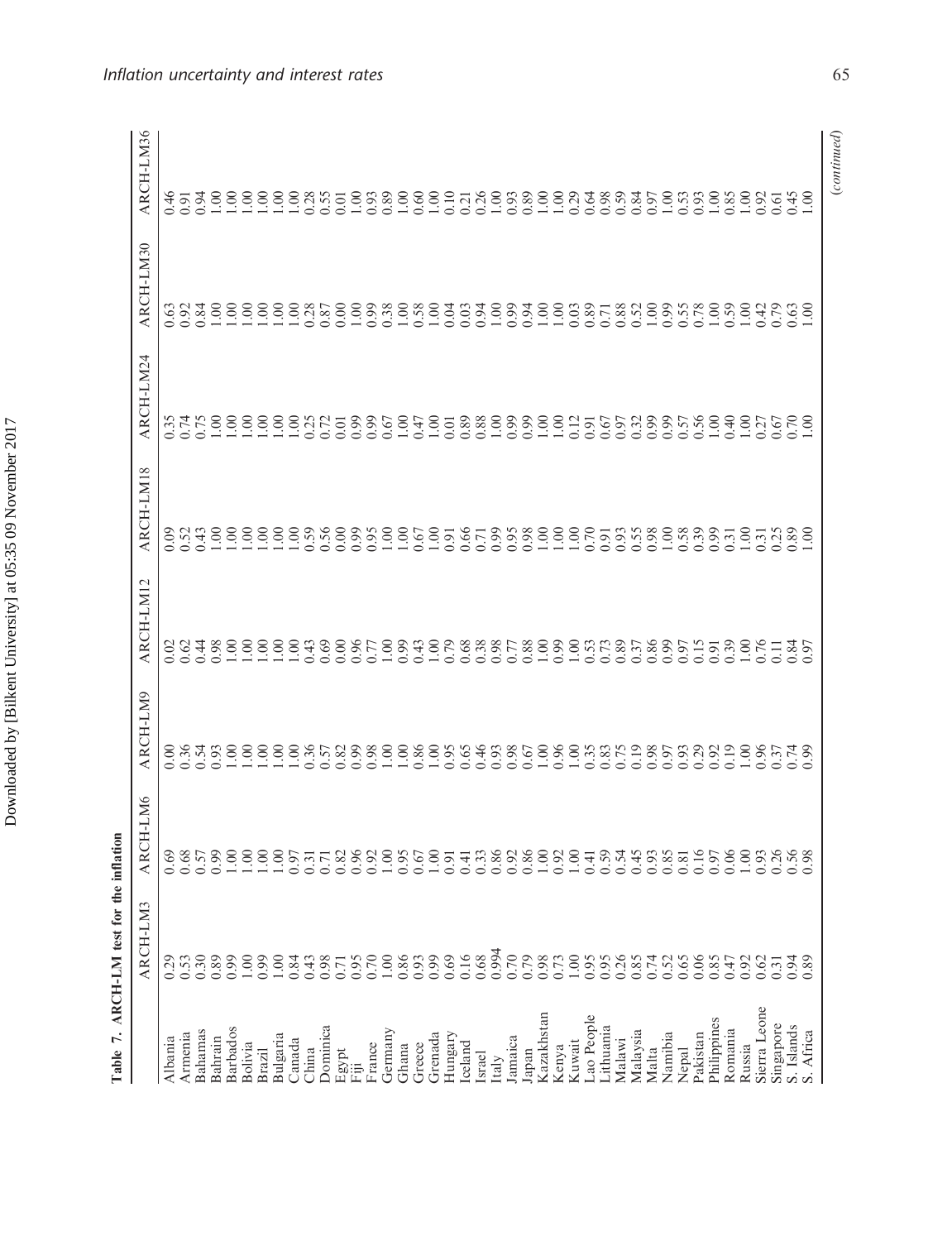**Table 7. ARCH-LM test for the inflation**

| | ARCH-LM3 | ARCH-LM6 | ARCH-LM9 | ARCH-LM12 | ARCH-LM18 | ARCH-LM24 | ARCH-LM30 | ARCH-LM36 |
|---|---|---|---|---|---|---|---|---|
| Albania | 0.29 | 0.69 | 0.00 | 0.02 | 0.09 | 0.35 | 0.63 | 0.46 |
| Armenia | 0.53 | 0.68 | 0.36 | 0.62 | 0.52 | 0.74 | 0.92 | 0.91 |
| Bahamas | 0.30 | 0.57 | 0.54 | 0.44 | 0.43 | 0.75 | 0.84 | 0.94 |
| Bahrain | 0.89 | 0.99 | 0.93 | 0.98 | 1.00 | 1.00 | 1.00 | 1.00 |
| Barbados | 0.99 | 1.00 | 1.00 | 1.00 | 1.00 | 1.00 | 1.00 | 1.00 |
| Bolivia | 1.00 | 1.00 | 1.00 | 1.00 | 1.00 | 1.00 | 1.00 | 1.00 |
| Brazil | 0.99 | 1.00 | 1.00 | 1.00 | 1.00 | 1.00 | 1.00 | 1.00 |
| Bulgaria | 1.00 | 1.00 | 1.00 | 1.00 | 1.00 | 1.00 | 1.00 | 1.00 |
| Canada | 0.84 | 0.97 | 1.00 | 1.00 | 1.00 | 1.00 | 1.00 | 1.00 |
| China | 0.43 | 0.31 | 0.36 | 0.43 | 0.59 | 0.25 | 0.28 | 0.28 |
| Dominica | 0.98 | 0.71 | 0.57 | 0.69 | 0.56 | 0.72 | 0.87 | 0.55 |
| Egypt | 0.71 | 0.82 | 0.82 | 0.00 | 0.00 | 0.01 | 0.00 | 0.01 |
| Fiji | 0.95 | 0.96 | 0.99 | 0.96 | 0.99 | 0.99 | 1.00 | 1.00 |
| France | 0.70 | 0.92 | 0.98 | 0.77 | 0.95 | 0.99 | 0.99 | 0.93 |
| Germany | 1.00 | 1.00 | 1.00 | 1.00 | 1.00 | 0.67 | 0.38 | 0.89 |
| Ghana | 0.86 | 0.95 | 1.00 | 0.99 | 1.00 | 1.00 | 1.00 | 1.00 |
| Greece | 0.93 | 0.67 | 0.86 | 0.43 | 0.67 | 0.47 | 0.58 | 0.60 |
| Grenada | 0.99 | 1.00 | 1.00 | 1.00 | 1.00 | 1.00 | 1.00 | 1.00 |
| Hungary | 0.69 | 0.91 | 0.95 | 0.79 | 0.91 | 0.01 | 0.04 | 0.10 |
| Iceland | 0.16 | 0.41 | 0.65 | 0.68 | 0.66 | 0.89 | 0.03 | 0.21 |
| Israel | 0.68 | 0.33 | 0.46 | 0.38 | 0.71 | 0.88 | 0.94 | 0.26 |
| Italy | 0.994 | 0.86 | 0.93 | 0.98 | 0.99 | 1.00 | 1.00 | 1.00 |
| Jamaica | 0.70 | 0.92 | 0.98 | 0.77 | 0.95 | 0.99 | 0.99 | 0.93 |
| Japan | 0.79 | 0.86 | 0.67 | 0.88 | 0.98 | 0.99 | 0.94 | 0.89 |
| Kazakhstan | 0.98 | 1.00 | 1.00 | 1.00 | 1.00 | 1.00 | 1.00 | 1.00 |
| Kenya | 0.73 | 0.92 | 0.96 | 0.99 | 1.00 | 1.00 | 1.00 | 1.00 |
| Kuwait | 1.00 | 1.00 | 1.00 | 1.00 | 1.00 | 0.12 | 0.03 | 0.29 |
| Lao People | 0.95 | 0.41 | 0.35 | 0.53 | 0.70 | 0.91 | 0.89 | 0.64 |
| Lithuania | 0.95 | 0.59 | 0.83 | 0.73 | 0.91 | 0.67 | 0.71 | 0.98 |
| Malawi | 0.26 | 0.54 | 0.75 | 0.89 | 0.93 | 0.97 | 0.88 | 0.59 |
| Malaysia | 0.85 | 0.45 | 0.19 | 0.37 | 0.55 | 0.32 | 0.52 | 0.84 |
| Malta | 0.74 | 0.93 | 0.98 | 0.86 | 0.98 | 0.99 | 1.00 | 0.97 |
| Namibia | 0.52 | 0.85 | 0.97 | 0.99 | 1.00 | 0.99 | 0.99 | 1.00 |
| Nepal | 0.65 | 0.81 | 0.93 | 0.97 | 0.58 | 0.57 | 0.55 | 0.53 |
| Pakistan | 0.06 | 0.16 | 0.29 | 0.15 | 0.39 | 0.56 | 0.78 | 0.93 |
| Philippines | 0.85 | 0.97 | 0.92 | 0.91 | 0.99 | 1.00 | 1.00 | 1.00 |
| Romania | 0.47 | 0.06 | 0.19 | 0.39 | 0.31 | 0.40 | 0.59 | 0.85 |
| Russia | 0.92 | 1.00 | 1.00 | 1.00 | 1.00 | 1.00 | 1.00 | 1.00 |
| Sierra Leone | 0.62 | 0.93 | 0.96 | 0.76 | 0.31 | 0.27 | 0.42 | 0.92 |
| Singapore | 0.31 | 0.26 | 0.37 | 0.11 | 0.25 | 0.67 | 0.79 | 0.61 |
| S. Islands | 0.94 | 0.56 | 0.74 | 0.84 | 0.89 | 0.70 | 0.63 | 0.45 |
| S. Africa | 0.89 | 0.98 | 0.99 | 0.97 | 1.00 | 1.00 | 1.00 | 1.00 |

(*continued*)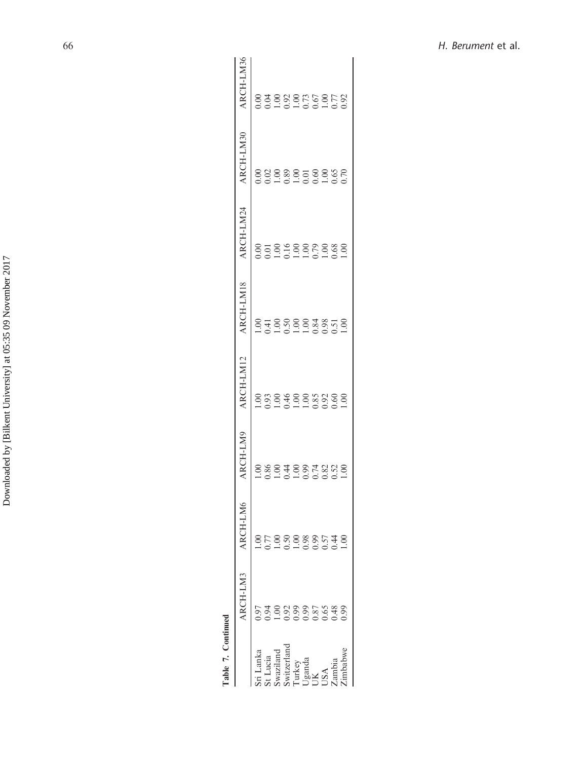**Table 7. Continued**

| | ARCH-LM3 | ARCH-LM6 | ARCH-LM9 | ARCH-LM12 | ARCH-LM18 | ARCH-LM24 | ARCH-LM30 | ARCH-LM36 |
|---|---|---|---|---|---|---|---|---|
| Sri Lanka | 0.97 | 1.00 | 1.00 | 1.00 | 1.00 | 0.00 | 0.00 | 0.00 |
| St Lucia | 0.94 | 0.77 | 0.86 | 0.93 | 0.41 | 0.01 | 0.02 | 0.04 |
| Swaziland | 1.00 | 1.00 | 1.00 | 1.00 | 1.00 | 1.00 | 1.00 | 1.00 |
| Switzerland | 0.92 | 0.50 | 0.44 | 0.46 | 0.50 | 0.16 | 0.89 | 0.92 |
| Turkey | 0.99 | 1.00 | 1.00 | 1.00 | 1.00 | 1.00 | 1.00 | 1.00 |
| Uganda | 0.99 | 0.98 | 0.99 | 1.00 | 1.00 | 1.00 | 0.01 | 0.73 |
| UK | 0.87 | 0.99 | 0.74 | 0.85 | 0.84 | 0.79 | 0.60 | 0.67 |
| USA | 0.65 | 0.57 | 0.82 | 0.92 | 0.98 | 1.00 | 1.00 | 1.00 |
| Zambia | 0.48 | 0.44 | 0.52 | 0.60 | 0.51 | 0.68 | 0.65 | 0.77 |
| Zimbabwe | 0.99 | 1.00 | 1.00 | 1.00 | 1.00 | 1.00 | 0.70 | 0.92 |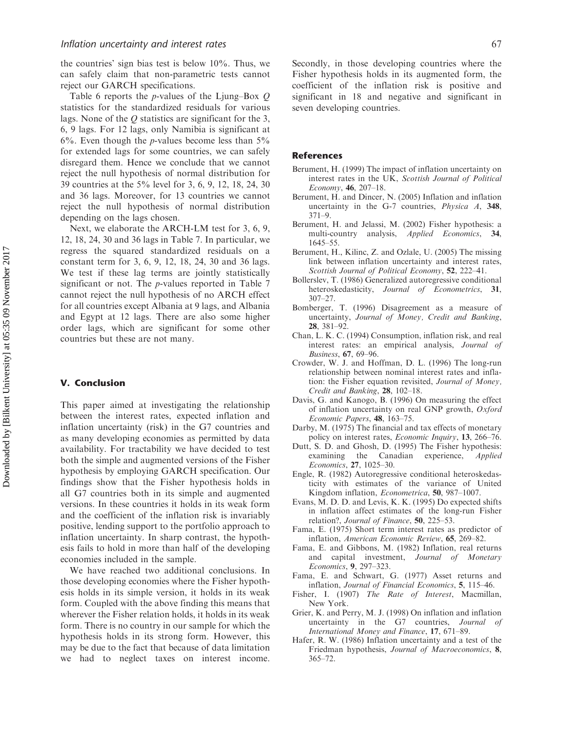the countries' sign bias test is below 10%. Thus, we can safely claim that non-parametric tests cannot reject our GARCH specifications.

Table 6 reports the $p$-values of the Ljung–Box $Q$ statistics for the standardized residuals for various lags. None of the $Q$ statistics are significant for the 3, 6, 9 lags. For 12 lags, only Namibia is significant at 6%. Even though the $p$-values become less than 5% for extended lags for some countries, we can safely disregard them. Hence we conclude that we cannot reject the null hypothesis of normal distribution for 39 countries at the 5% level for 3, 6, 9, 12, 18, 24, 30 and 36 lags. Moreover, for 13 countries we cannot reject the null hypothesis of normal distribution depending on the lags chosen.

Next, we elaborate the ARCH-LM test for 3, 6, 9, 12, 18, 24, 30 and 36 lags in Table 7. In particular, we regress the squared standardized residuals on a constant term for 3, 6, 9, 12, 18, 24, 30 and 36 lags. We test if these lag terms are jointly statistically significant or not. The $p$-values reported in Table 7 cannot reject the null hypothesis of no ARCH effect for all countries except Albania at 9 lags, and Albania and Egypt at 12 lags. There are also some higher order lags, which are significant for some other countries but these are not many.

## V. Conclusion

This paper aimed at investigating the relationship between the interest rates, expected inflation and inflation uncertainty (risk) in the G7 countries and as many developing economies as permitted by data availability. For tractability we have decided to test both the simple and augmented versions of the Fisher hypothesis by employing GARCH specification. Our findings show that the Fisher hypothesis holds in all G7 countries both in its simple and augmented versions. In these countries it holds in its weak form and the coefficient of the inflation risk is invariably positive, lending support to the portfolio approach to inflation uncertainty. In sharp contrast, the hypothesis fails to hold in more than half of the developing economies included in the sample.

We have reached two additional conclusions. In those developing economies where the Fisher hypothesis holds in its simple version, it holds in its weak form. Coupled with the above finding this means that wherever the Fisher relation holds, it holds in its weak form. There is no country in our sample for which the hypothesis holds in its strong form. However, this may be due to the fact that because of data limitation we had to neglect taxes on interest income. Secondly, in those developing countries where the Fisher hypothesis holds in its augmented form, the coefficient of the inflation risk is positive and significant in 18 and negative and significant in seven developing countries.

## References

Berument, H. (1999) The impact of inflation uncertainty on interest rates in the UK, *Scottish Journal of Political Economy*, **46**, 207–18.

Berument, H. and Dincer, N. (2005) Inflation and inflation uncertainty in the G-7 countries, *Physica A*, **348**, 371–9.

Berument, H. and Jelassi, M. (2002) Fisher hypothesis: a multi-country analysis, *Applied Economics*, **34**, 1645–55.

Berument, H., Kilinc, Z. and Ozlale, U. (2005) The missing link between inflation uncertainty and interest rates, *Scottish Journal of Political Economy*, **52**, 222–41.

Bollerslev, T. (1986) Generalized autoregressive conditional heteroskedasticity, *Journal of Econometrics*, **31**, 307–27.

Bomberger, T. (1996) Disagreement as a measure of uncertainty, *Journal of Money, Credit and Banking*, **28**, 381–92.

Chan, L. K. C. (1994) Consumption, inflation risk, and real interest rates: an empirical analysis, *Journal of Business*, **67**, 69–96.

Crowder, W. J. and Hoffman, D. L. (1996) The long-run relationship between nominal interest rates and inflation: the Fisher equation revisited, *Journal of Money, Credit and Banking*, **28**, 102–18.

Davis, G. and Kanogo, B. (1996) On measuring the effect of inflation uncertainty on real GNP growth, *Oxford Economic Papers*, **48**, 163–75.

Darby, M. (1975) The financial and tax effects of monetary policy on interest rates, *Economic Inquiry*, **13**, 266–76.

Dutt, S. D. and Ghosh, D. (1995) The Fisher hypothesis: examining the Canadian experience, *Applied Economics*, **27**, 1025–30.

Engle, R. (1982) Autoregressive conditional heteroskedasticity with estimates of the variance of United Kingdom inflation, *Econometrica*, **50**, 987–1007.

Evans, M. D. D. and Levis, K. K. (1995) Do expected shifts in inflation affect estimates of the long-run Fisher relation?, *Journal of Finance*, **50**, 225–53.

Fama, E. (1975) Short term interest rates as predictor of inflation, *American Economic Review*, **65**, 269–82.

Fama, E. and Gibbons, M. (1982) Inflation, real returns and capital investment, *Journal of Monetary Economics*, **9**, 297–323.

Fama, E. and Schwart, G. (1977) Asset returns and inflation, *Journal of Financial Economics*, **5**, 115–46.

Fisher, I. (1907) *The Rate of Interest*, Macmillan, New York.

Grier, K. and Perry, M. J. (1998) On inflation and inflation uncertainty in the G7 countries, *Journal of International Money and Finance*, **17**, 671–89.

Hafer, R. W. (1986) Inflation uncertainty and a test of the Friedman hypothesis, *Journal of Macroeconomics*, **8**, 365–72.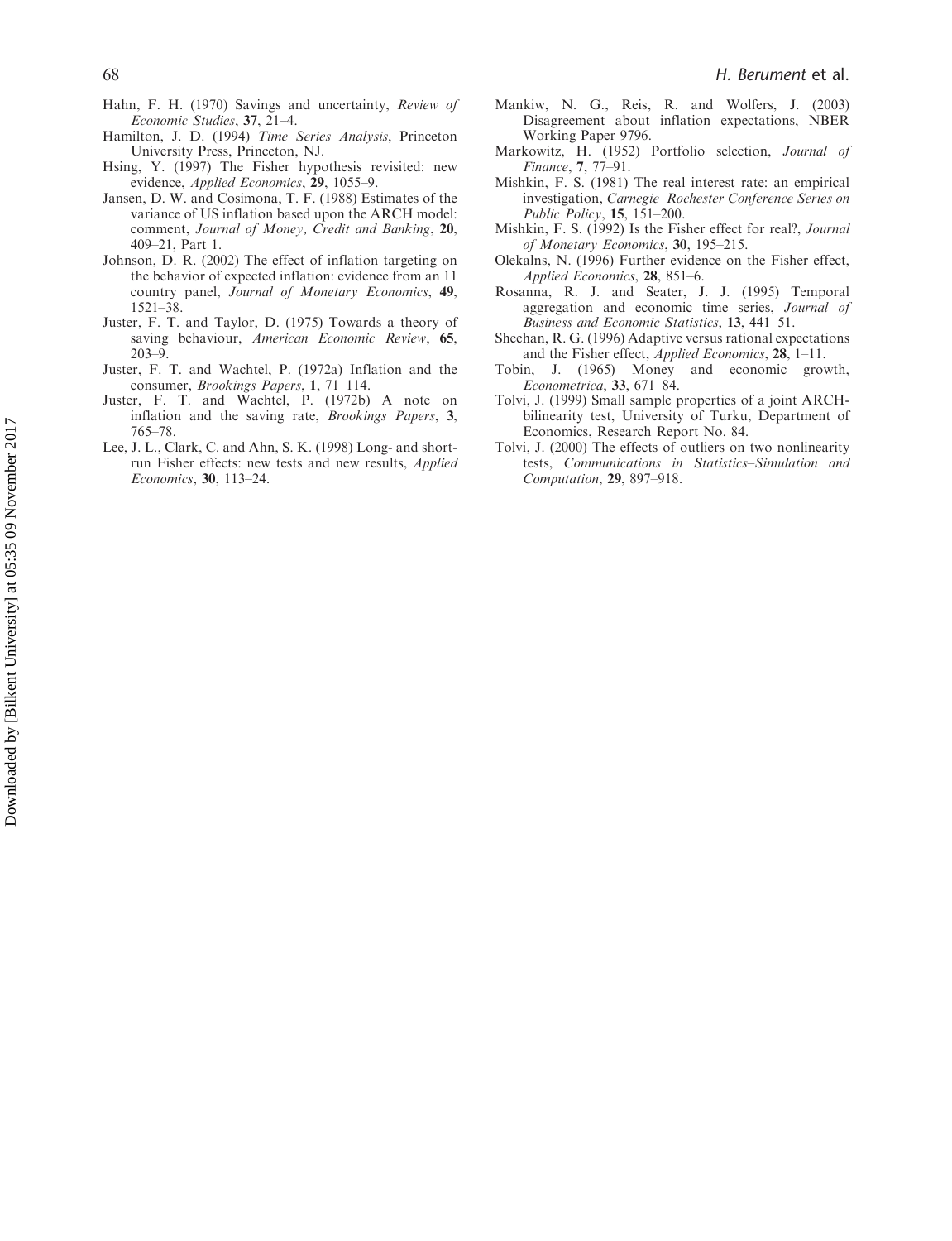Hahn, F. H. (1970) Savings and uncertainty, *Review of Economic Studies*, **37**, 21–4.

Hamilton, J. D. (1994) *Time Series Analysis*, Princeton University Press, Princeton, NJ.

Hsing, Y. (1997) The Fisher hypothesis revisited: new evidence, *Applied Economics*, **29**, 1055–9.

Jansen, D. W. and Cosimona, T. F. (1988) Estimates of the variance of US inflation based upon the ARCH model: comment, *Journal of Money, Credit and Banking*, **20**, 409–21, Part 1.

Johnson, D. R. (2002) The effect of inflation targeting on the behavior of expected inflation: evidence from an 11 country panel, *Journal of Monetary Economics*, **49**, 1521–38.

Juster, F. T. and Taylor, D. (1975) Towards a theory of saving behaviour, *American Economic Review*, **65**, 203–9.

Juster, F. T. and Wachtel, P. (1972a) Inflation and the consumer, *Brookings Papers*, **1**, 71–114.

Juster, F. T. and Wachtel, P. (1972b) A note on inflation and the saving rate, *Brookings Papers*, **3**, 765–78.

Lee, J. L., Clark, C. and Ahn, S. K. (1998) Long- and short-run Fisher effects: new tests and new results, *Applied Economics*, **30**, 113–24.

Mankiw, N. G., Reis, R. and Wolfers, J. (2003) Disagreement about inflation expectations, NBER Working Paper 9796.

Markowitz, H. (1952) Portfolio selection, *Journal of Finance*, **7**, 77–91.

Mishkin, F. S. (1981) The real interest rate: an empirical investigation, *Carnegie–Rochester Conference Series on Public Policy*, **15**, 151–200.

Mishkin, F. S. (1992) Is the Fisher effect for real?, *Journal of Monetary Economics*, **30**, 195–215.

Olekalns, N. (1996) Further evidence on the Fisher effect, *Applied Economics*, **28**, 851–6.

Rosanna, R. J. and Seater, J. J. (1995) Temporal aggregation and economic time series, *Journal of Business and Economic Statistics*, **13**, 441–51.

Sheehan, R. G. (1996) Adaptive versus rational expectations and the Fisher effect, *Applied Economics*, **28**, 1–11.

Tobin, J. (1965) Money and economic growth, *Econometrica*, **33**, 671–84.

Tolvi, J. (1999) Small sample properties of a joint ARCH-bilinearity test, University of Turku, Department of Economics, Research Report No. 84.

Tolvi, J. (2000) The effects of outliers on two nonlinearity tests, *Communications in Statistics–Simulation and Computation*, **29**, 897–918.